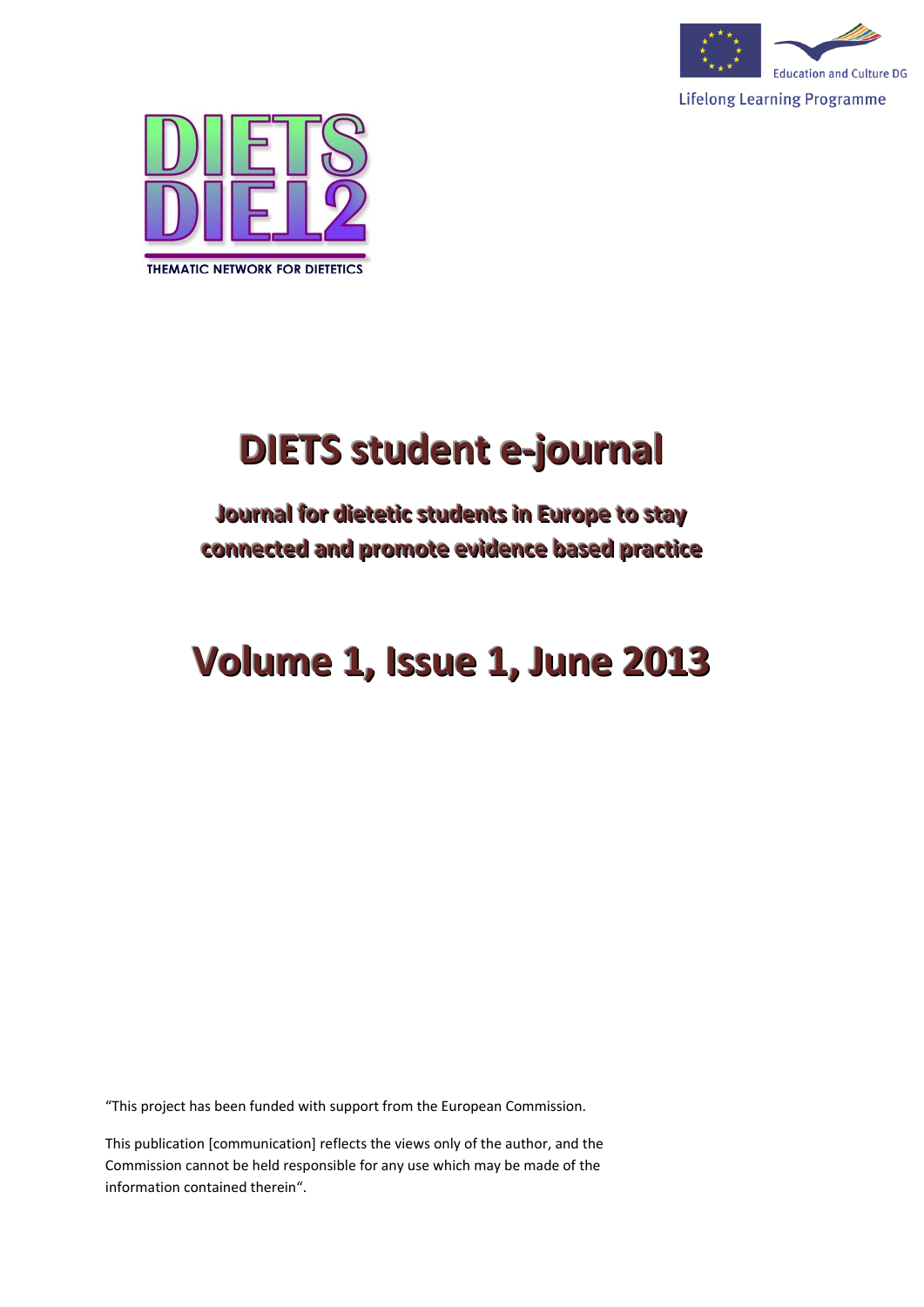Education and Culture DG

Lifelong Learning Programme

DIETS DIET2

THEMATIC NETWORK FOR DIETETICS

# DIETS student e-journal

## Journal for dietetic students in Europe to stay connected and promote evidence based practice

# Volume 1, Issue 1, June 2013

“This project has been funded with support from the European Commission.

This publication [communication] reflects the views only of the author, and the Commission cannot be held responsible for any use which may be made of the information contained therein“.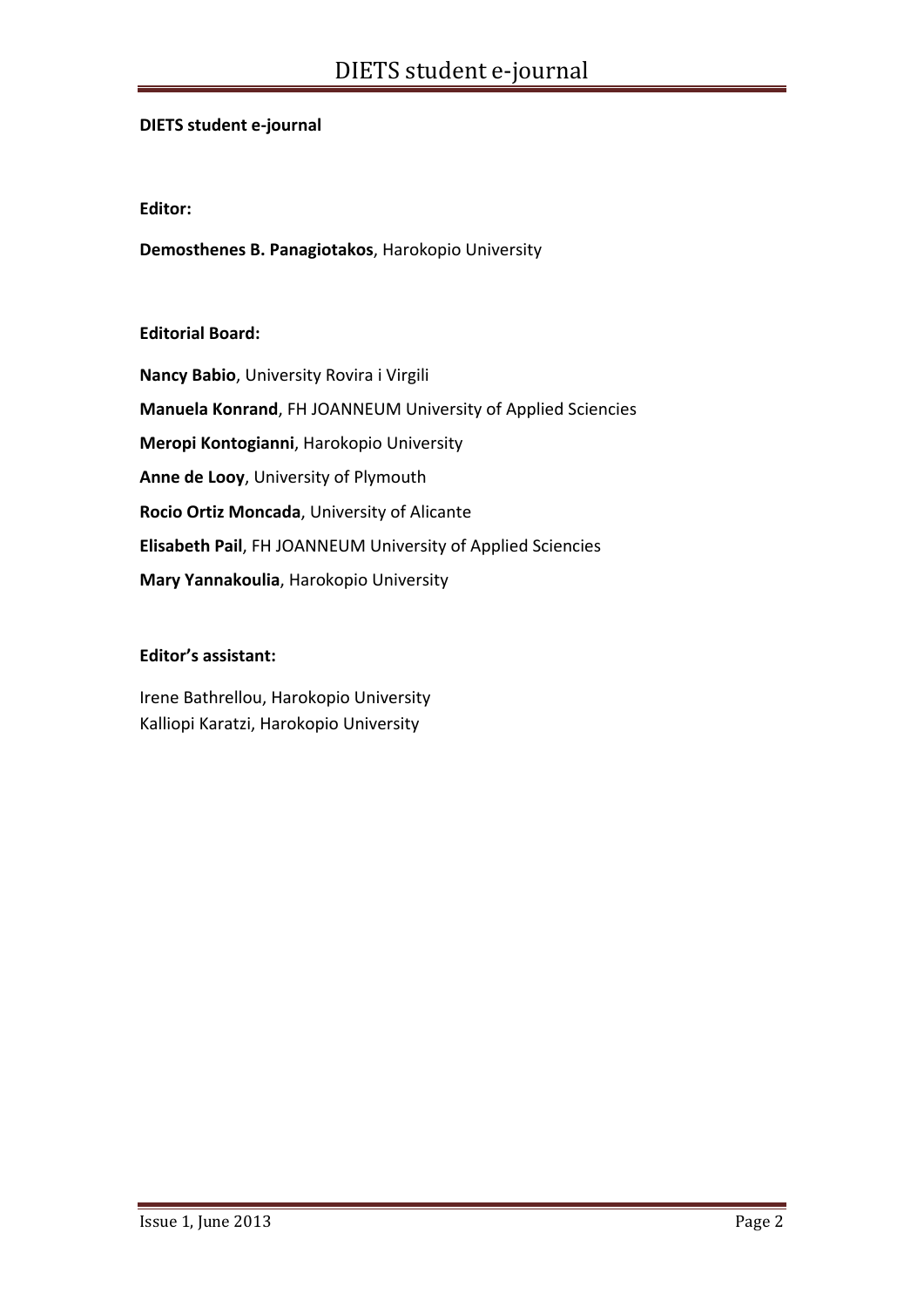**DIETS student e-journal**

**Editor:**

**Demosthenes B. Panagiotakos**, Harokopio University

**Editorial Board:**

**Nancy Babio**, University Rovira i Virgili

**Manuela Konrand**, FH JOANNEUM University of Applied Sciencies

**Meropi Kontogianni**, Harokopio University

**Anne de Looy**, University of Plymouth

**Rocio Ortiz Moncada**, University of Alicante

**Elisabeth Pail**, FH JOANNEUM University of Applied Sciencies

**Mary Yannakoulia**, Harokopio University

**Editor's assistant:**

Irene Bathrellou, Harokopio University
Kalliopi Karatzi, Harokopio University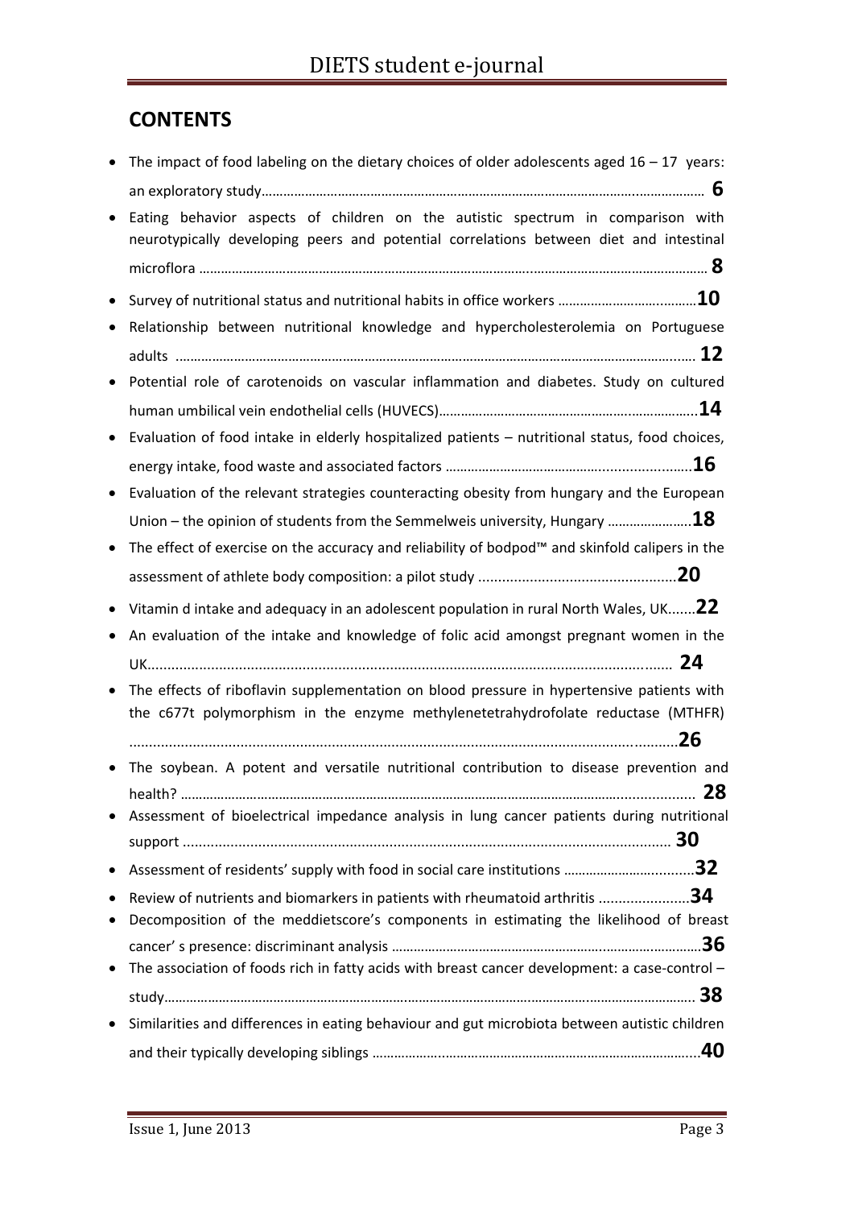## CONTENTS

- The impact of food labeling on the dietary choices of older adolescents aged 16 – 17 years: an exploratory study…… **6**
- Eating behavior aspects of children on the autistic spectrum in comparison with neurotypically developing peers and potential correlations between diet and intestinal microflora …… **8**
- Survey of nutritional status and nutritional habits in office workers …… **10**
- Relationship between nutritional knowledge and hypercholesterolemia on Portuguese adults …… **12**
- Potential role of carotenoids on vascular inflammation and diabetes. Study on cultured human umbilical vein endothelial cells (HUVECS)…… **14**
- Evaluation of food intake in elderly hospitalized patients – nutritional status, food choices, energy intake, food waste and associated factors …… **16**
- Evaluation of the relevant strategies counteracting obesity from hungary and the European Union – the opinion of students from the Semmelweis university, Hungary …… **18**
- The effect of exercise on the accuracy and reliability of bodpod™ and skinfold calipers in the assessment of athlete body composition: a pilot study …… **20**
- Vitamin d intake and adequacy in an adolescent population in rural North Wales, UK…… **22**
- An evaluation of the intake and knowledge of folic acid amongst pregnant women in the UK…… **24**
- The effects of riboflavin supplementation on blood pressure in hypertensive patients with the c677t polymorphism in the enzyme methylenetetrahydrofolate reductase (MTHFR) …… **26**
- The soybean. A potent and versatile nutritional contribution to disease prevention and health? …… **28**
- Assessment of bioelectrical impedance analysis in lung cancer patients during nutritional support …… **30**
- Assessment of residents' supply with food in social care institutions …… **32**
- Review of nutrients and biomarkers in patients with rheumatoid arthritis …… **34**
- Decomposition of the meddietscore's components in estimating the likelihood of breast cancer' s presence: discriminant analysis …… **36**
- The association of foods rich in fatty acids with breast cancer development: a case-control – study…… **38**
- Similarities and differences in eating behaviour and gut microbiota between autistic children and their typically developing siblings …… **40**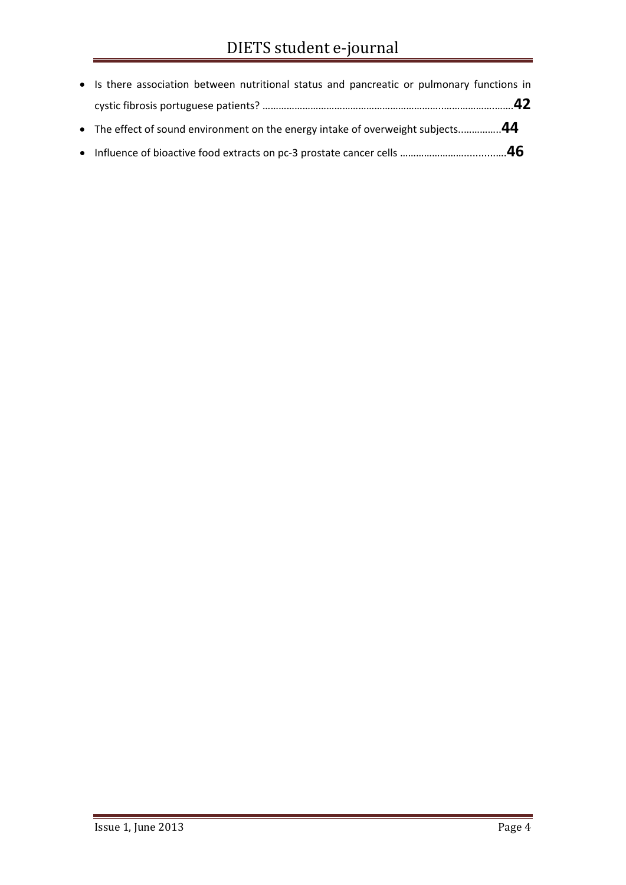- Is there association between nutritional status and pancreatic or pulmonary functions in cystic fibrosis portuguese patients? ………………………………………………………………..…………………….…….**42**
- The effect of sound environment on the energy intake of overweight subjects……………..**44**
- Influence of bioactive food extracts on pc-3 prostate cancer cells …………………….....……..**46**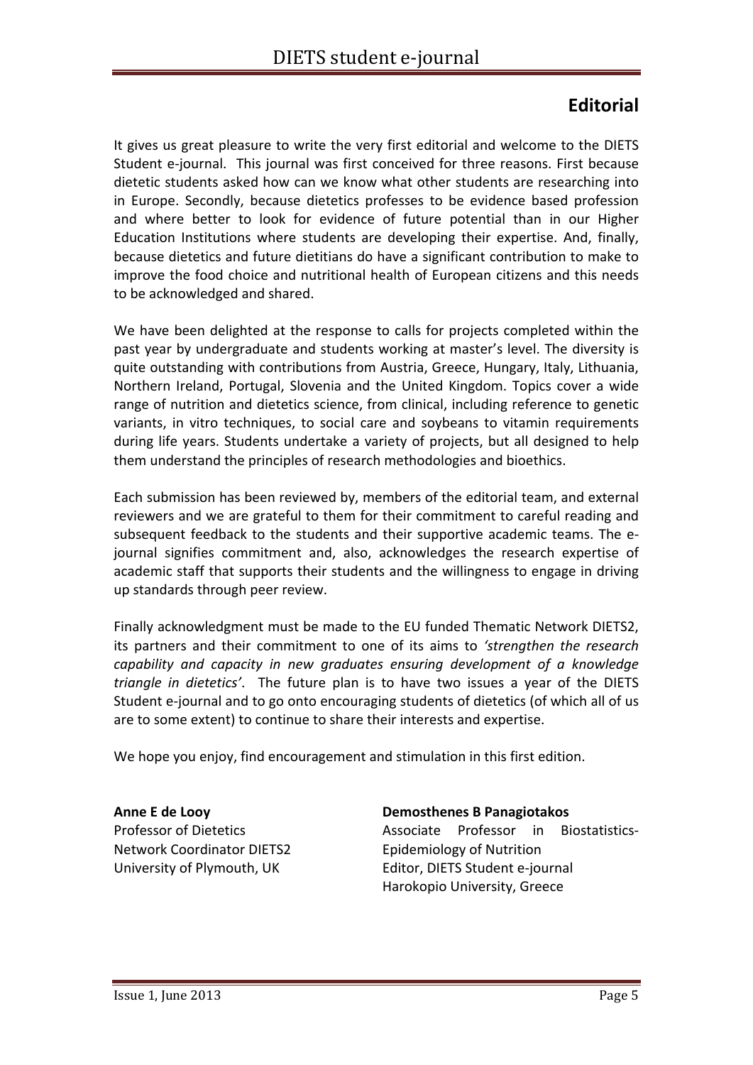# Editorial

It gives us great pleasure to write the very first editorial and welcome to the DIETS Student e-journal. This journal was first conceived for three reasons. First because dietetic students asked how can we know what other students are researching into in Europe. Secondly, because dietetics professes to be evidence based profession and where better to look for evidence of future potential than in our Higher Education Institutions where students are developing their expertise. And, finally, because dietetics and future dietitians do have a significant contribution to make to improve the food choice and nutritional health of European citizens and this needs to be acknowledged and shared.

We have been delighted at the response to calls for projects completed within the past year by undergraduate and students working at master's level. The diversity is quite outstanding with contributions from Austria, Greece, Hungary, Italy, Lithuania, Northern Ireland, Portugal, Slovenia and the United Kingdom. Topics cover a wide range of nutrition and dietetics science, from clinical, including reference to genetic variants, in vitro techniques, to social care and soybeans to vitamin requirements during life years. Students undertake a variety of projects, but all designed to help them understand the principles of research methodologies and bioethics.

Each submission has been reviewed by, members of the editorial team, and external reviewers and we are grateful to them for their commitment to careful reading and subsequent feedback to the students and their supportive academic teams. The e-journal signifies commitment and, also, acknowledges the research expertise of academic staff that supports their students and the willingness to engage in driving up standards through peer review.

Finally acknowledgment must be made to the EU funded Thematic Network DIETS2, its partners and their commitment to one of its aims to *'strengthen the research capability and capacity in new graduates ensuring development of a knowledge triangle in dietetics'*. The future plan is to have two issues a year of the DIETS Student e-journal and to go onto encouraging students of dietetics (of which all of us are to some extent) to continue to share their interests and expertise.

We hope you enjoy, find encouragement and stimulation in this first edition.

**Anne E de Looy**
Professor of Dietetics
Network Coordinator DIETS2
University of Plymouth, UK

**Demosthenes B Panagiotakos**
Associate Professor in Biostatistics-Epidemiology of Nutrition
Editor, DIETS Student e-journal
Harokopio University, Greece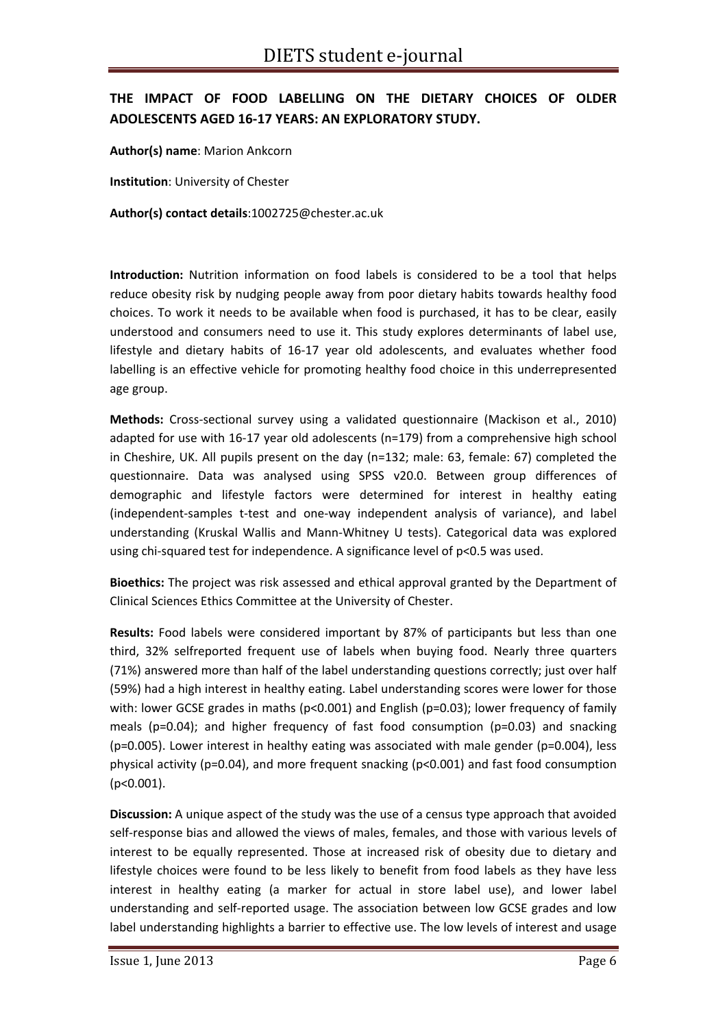## THE IMPACT OF FOOD LABELLING ON THE DIETARY CHOICES OF OLDER ADOLESCENTS AGED 16-17 YEARS: AN EXPLORATORY STUDY.

**Author(s) name**: Marion Ankcorn

**Institution**: University of Chester

**Author(s) contact details**:1002725@chester.ac.uk

**Introduction:** Nutrition information on food labels is considered to be a tool that helps reduce obesity risk by nudging people away from poor dietary habits towards healthy food choices. To work it needs to be available when food is purchased, it has to be clear, easily understood and consumers need to use it. This study explores determinants of label use, lifestyle and dietary habits of 16-17 year old adolescents, and evaluates whether food labelling is an effective vehicle for promoting healthy food choice in this underrepresented age group.

**Methods:** Cross-sectional survey using a validated questionnaire (Mackison et al., 2010) adapted for use with 16-17 year old adolescents (n=179) from a comprehensive high school in Cheshire, UK. All pupils present on the day (n=132; male: 63, female: 67) completed the questionnaire. Data was analysed using SPSS v20.0. Between group differences of demographic and lifestyle factors were determined for interest in healthy eating (independent-samples t-test and one-way independent analysis of variance), and label understanding (Kruskal Wallis and Mann-Whitney U tests). Categorical data was explored using chi-squared test for independence. A significance level of $p<0.5$ was used.

**Bioethics:** The project was risk assessed and ethical approval granted by the Department of Clinical Sciences Ethics Committee at the University of Chester.

**Results:** Food labels were considered important by 87% of participants but less than one third, 32% selfreported frequent use of labels when buying food. Nearly three quarters (71%) answered more than half of the label understanding questions correctly; just over half (59%) had a high interest in healthy eating. Label understanding scores were lower for those with: lower GCSE grades in maths ($p<0.001$) and English ($p=0.03$); lower frequency of family meals ($p=0.04$); and higher frequency of fast food consumption ($p=0.03$) and snacking ($p=0.005$). Lower interest in healthy eating was associated with male gender ($p=0.004$), less physical activity ($p=0.04$), and more frequent snacking ($p<0.001$) and fast food consumption ($p<0.001$).

**Discussion:** A unique aspect of the study was the use of a census type approach that avoided self-response bias and allowed the views of males, females, and those with various levels of interest to be equally represented. Those at increased risk of obesity due to dietary and lifestyle choices were found to be less likely to benefit from food labels as they have less interest in healthy eating (a marker for actual in store label use), and lower label understanding and self-reported usage. The association between low GCSE grades and low label understanding highlights a barrier to effective use. The low levels of interest and usage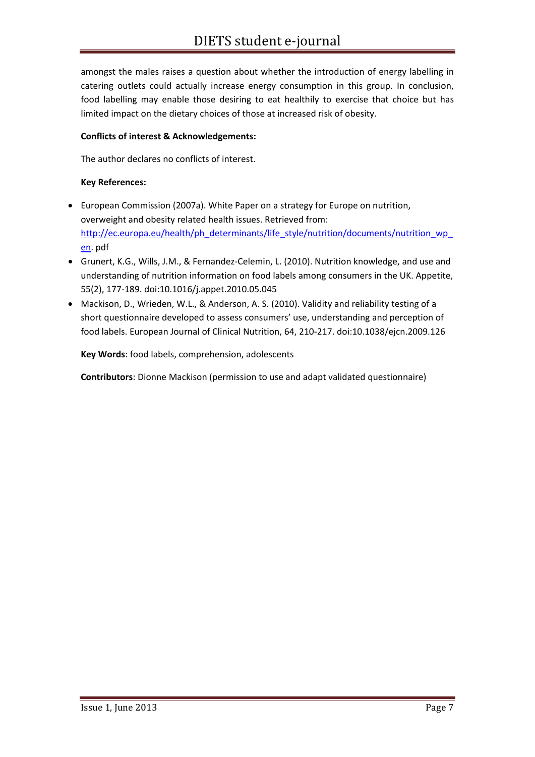amongst the males raises a question about whether the introduction of energy labelling in catering outlets could actually increase energy consumption in this group. In conclusion, food labelling may enable those desiring to eat healthily to exercise that choice but has limited impact on the dietary choices of those at increased risk of obesity.

**Conflicts of interest & Acknowledgements:**

The author declares no conflicts of interest.

**Key References:**

- European Commission (2007a). White Paper on a strategy for Europe on nutrition, overweight and obesity related health issues. Retrieved from: [http://ec.europa.eu/health/ph_determinants/life_style/nutrition/documents/nutrition_wp_en](http://ec.europa.eu/health/ph_determinants/life_style/nutrition/documents/nutrition_wp_en). pdf
- Grunert, K.G., Wills, J.M., & Fernandez-Celemin, L. (2010). Nutrition knowledge, and use and understanding of nutrition information on food labels among consumers in the UK. Appetite, 55(2), 177-189. doi:10.1016/j.appet.2010.05.045
- Mackison, D., Wrieden, W.L., & Anderson, A. S. (2010). Validity and reliability testing of a short questionnaire developed to assess consumers' use, understanding and perception of food labels. European Journal of Clinical Nutrition, 64, 210-217. doi:10.1038/ejcn.2009.126

**Key Words**: food labels, comprehension, adolescents

**Contributors**: Dionne Mackison (permission to use and adapt validated questionnaire)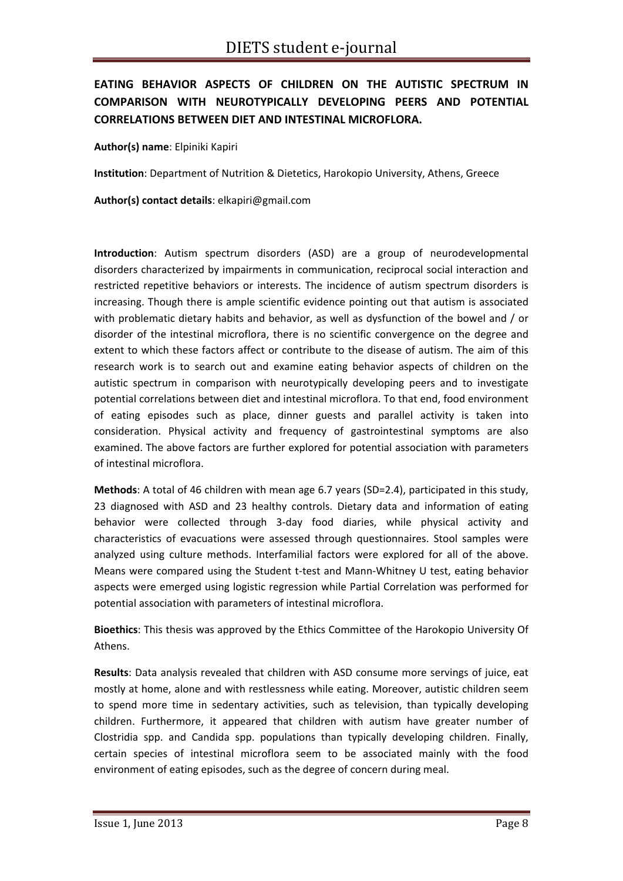## EATING BEHAVIOR ASPECTS OF CHILDREN ON THE AUTISTIC SPECTRUM IN COMPARISON WITH NEUROTYPICALLY DEVELOPING PEERS AND POTENTIAL CORRELATIONS BETWEEN DIET AND INTESTINAL MICROFLORA.

**Author(s) name**: Elpiniki Kapiri

**Institution**: Department of Nutrition & Dietetics, Harokopio University, Athens, Greece

**Author(s) contact details**: elkapiri@gmail.com

**Introduction**: Autism spectrum disorders (ASD) are a group of neurodevelopmental disorders characterized by impairments in communication, reciprocal social interaction and restricted repetitive behaviors or interests. The incidence of autism spectrum disorders is increasing. Though there is ample scientific evidence pointing out that autism is associated with problematic dietary habits and behavior, as well as dysfunction of the bowel and / or disorder of the intestinal microflora, there is no scientific convergence on the degree and extent to which these factors affect or contribute to the disease of autism. The aim of this research work is to search out and examine eating behavior aspects of children on the autistic spectrum in comparison with neurotypically developing peers and to investigate potential correlations between diet and intestinal microflora. To that end, food environment of eating episodes such as place, dinner guests and parallel activity is taken into consideration. Physical activity and frequency of gastrointestinal symptoms are also examined. The above factors are further explored for potential association with parameters of intestinal microflora.

**Methods**: A total of 46 children with mean age 6.7 years (SD=2.4), participated in this study, 23 diagnosed with ASD and 23 healthy controls. Dietary data and information of eating behavior were collected through 3-day food diaries, while physical activity and characteristics of evacuations were assessed through questionnaires. Stool samples were analyzed using culture methods. Interfamilial factors were explored for all of the above. Means were compared using the Student t-test and Mann-Whitney U test, eating behavior aspects were emerged using logistic regression while Partial Correlation was performed for potential association with parameters of intestinal microflora.

**Bioethics**: This thesis was approved by the Ethics Committee of the Harokopio University Of Athens.

**Results**: Data analysis revealed that children with ASD consume more servings of juice, eat mostly at home, alone and with restlessness while eating. Moreover, autistic children seem to spend more time in sedentary activities, such as television, than typically developing children. Furthermore, it appeared that children with autism have greater number of Clostridia spp. and Candida spp. populations than typically developing children. Finally, certain species of intestinal microflora seem to be associated mainly with the food environment of eating episodes, such as the degree of concern during meal.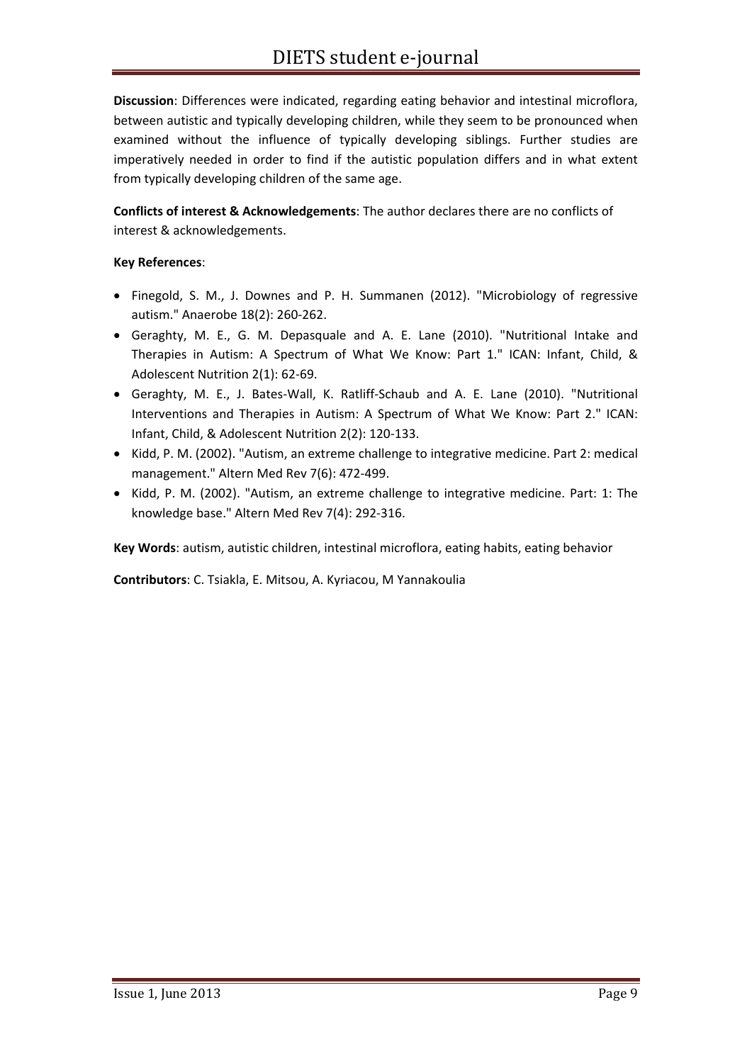**Discussion**: Differences were indicated, regarding eating behavior and intestinal microflora, between autistic and typically developing children, while they seem to be pronounced when examined without the influence of typically developing siblings. Further studies are imperatively needed in order to find if the autistic population differs and in what extent from typically developing children of the same age.

**Conflicts of interest & Acknowledgements**: The author declares there are no conflicts of interest & acknowledgements.

**Key References**:

- Finegold, S. M., J. Downes and P. H. Summanen (2012). "Microbiology of regressive autism." Anaerobe 18(2): 260-262.
- Geraghty, M. E., G. M. Depasquale and A. E. Lane (2010). "Nutritional Intake and Therapies in Autism: A Spectrum of What We Know: Part 1." ICAN: Infant, Child, & Adolescent Nutrition 2(1): 62-69.
- Geraghty, M. E., J. Bates-Wall, K. Ratliff-Schaub and A. E. Lane (2010). "Nutritional Interventions and Therapies in Autism: A Spectrum of What We Know: Part 2." ICAN: Infant, Child, & Adolescent Nutrition 2(2): 120-133.
- Kidd, P. M. (2002). "Autism, an extreme challenge to integrative medicine. Part 2: medical management." Altern Med Rev 7(6): 472-499.
- Kidd, P. M. (2002). "Autism, an extreme challenge to integrative medicine. Part: 1: The knowledge base." Altern Med Rev 7(4): 292-316.

**Key Words**: autism, autistic children, intestinal microflora, eating habits, eating behavior

**Contributors**: C. Tsiakla, E. Mitsou, A. Kyriacou, M Yannakoulia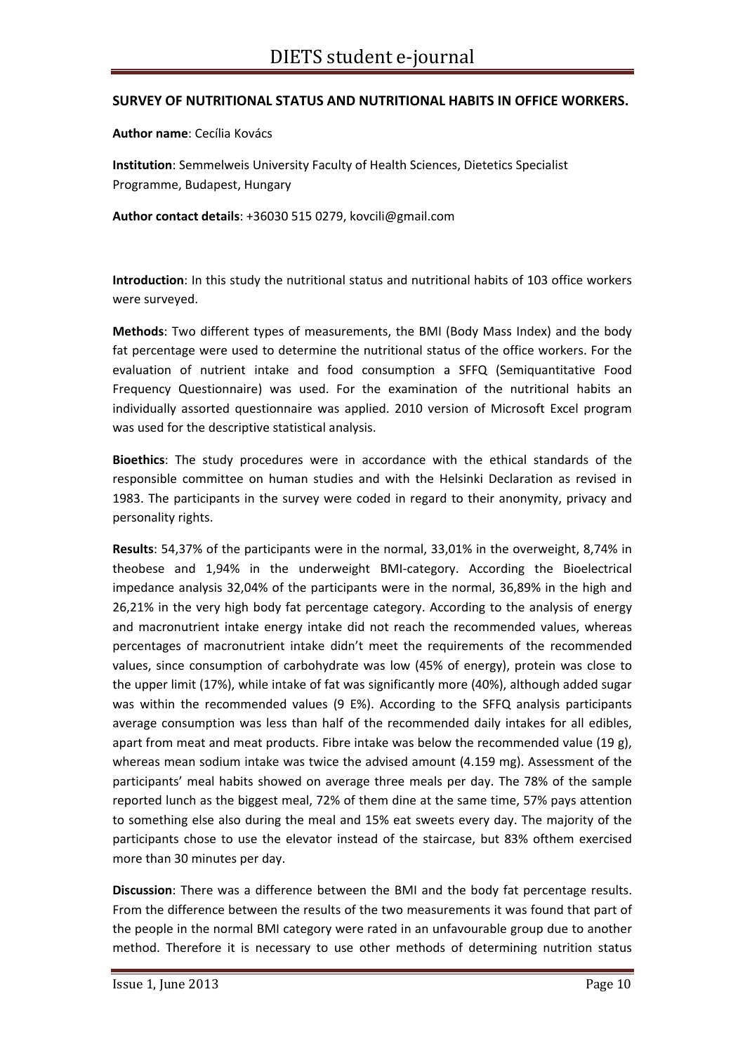## SURVEY OF NUTRITIONAL STATUS AND NUTRITIONAL HABITS IN OFFICE WORKERS.

**Author name**: Cecília Kovács

**Institution**: Semmelweis University Faculty of Health Sciences, Dietetics Specialist Programme, Budapest, Hungary

**Author contact details**: +36030 515 0279, kovcili@gmail.com

**Introduction**: In this study the nutritional status and nutritional habits of 103 office workers were surveyed.

**Methods**: Two different types of measurements, the BMI (Body Mass Index) and the body fat percentage were used to determine the nutritional status of the office workers. For the evaluation of nutrient intake and food consumption a SFFQ (Semiquantitative Food Frequency Questionnaire) was used. For the examination of the nutritional habits an individually assorted questionnaire was applied. 2010 version of Microsoft Excel program was used for the descriptive statistical analysis.

**Bioethics**: The study procedures were in accordance with the ethical standards of the responsible committee on human studies and with the Helsinki Declaration as revised in 1983. The participants in the survey were coded in regard to their anonymity, privacy and personality rights.

**Results**: 54,37% of the participants were in the normal, 33,01% in the overweight, 8,74% in theobese and 1,94% in the underweight BMI-category. According the Bioelectrical impedance analysis 32,04% of the participants were in the normal, 36,89% in the high and 26,21% in the very high body fat percentage category. According to the analysis of energy and macronutrient intake energy intake did not reach the recommended values, whereas percentages of macronutrient intake didn't meet the requirements of the recommended values, since consumption of carbohydrate was low (45% of energy), protein was close to the upper limit (17%), while intake of fat was significantly more (40%), although added sugar was within the recommended values (9 E%). According to the SFFQ analysis participants average consumption was less than half of the recommended daily intakes for all edibles, apart from meat and meat products. Fibre intake was below the recommended value (19 g), whereas mean sodium intake was twice the advised amount (4.159 mg). Assessment of the participants' meal habits showed on average three meals per day. The 78% of the sample reported lunch as the biggest meal, 72% of them dine at the same time, 57% pays attention to something else also during the meal and 15% eat sweets every day. The majority of the participants chose to use the elevator instead of the staircase, but 83% ofthem exercised more than 30 minutes per day.

**Discussion**: There was a difference between the BMI and the body fat percentage results. From the difference between the results of the two measurements it was found that part of the people in the normal BMI category were rated in an unfavourable group due to another method. Therefore it is necessary to use other methods of determining nutrition status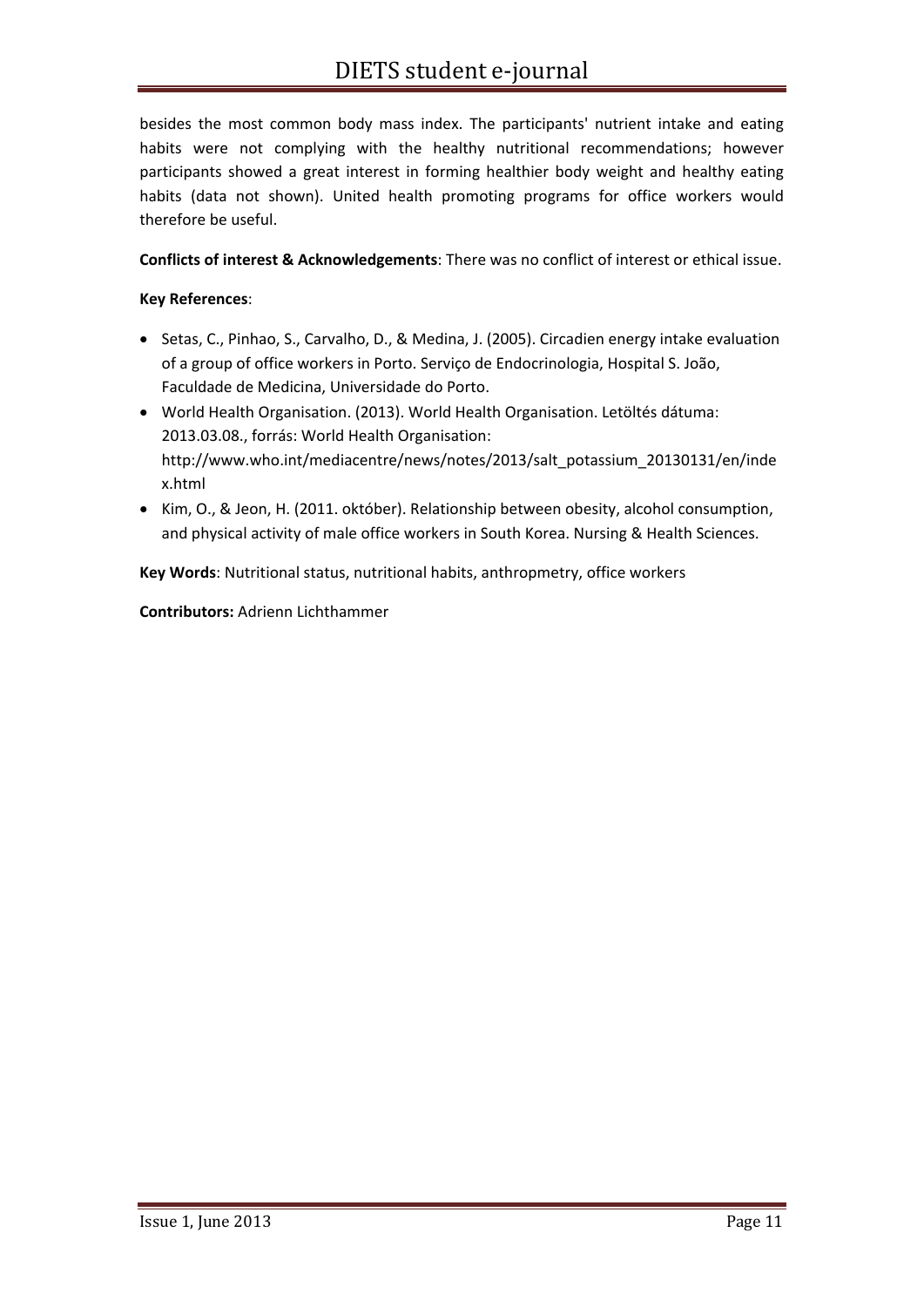besides the most common body mass index. The participants' nutrient intake and eating habits were not complying with the healthy nutritional recommendations; however participants showed a great interest in forming healthier body weight and healthy eating habits (data not shown). United health promoting programs for office workers would therefore be useful.

**Conflicts of interest & Acknowledgements**: There was no conflict of interest or ethical issue.

**Key References**:

- Setas, C., Pinhao, S., Carvalho, D., & Medina, J. (2005). Circadien energy intake evaluation of a group of office workers in Porto. Serviço de Endocrinologia, Hospital S. João, Faculdade de Medicina, Universidade do Porto.
- World Health Organisation. (2013). World Health Organisation. Letöltés dátuma: 2013.03.08., forrás: World Health Organisation: http://www.who.int/mediacentre/news/notes/2013/salt_potassium_20130131/en/index.html
- Kim, O., & Jeon, H. (2011. október). Relationship between obesity, alcohol consumption, and physical activity of male office workers in South Korea. Nursing & Health Sciences.

**Key Words**: Nutritional status, nutritional habits, anthropmetry, office workers

**Contributors:** Adrienn Lichthammer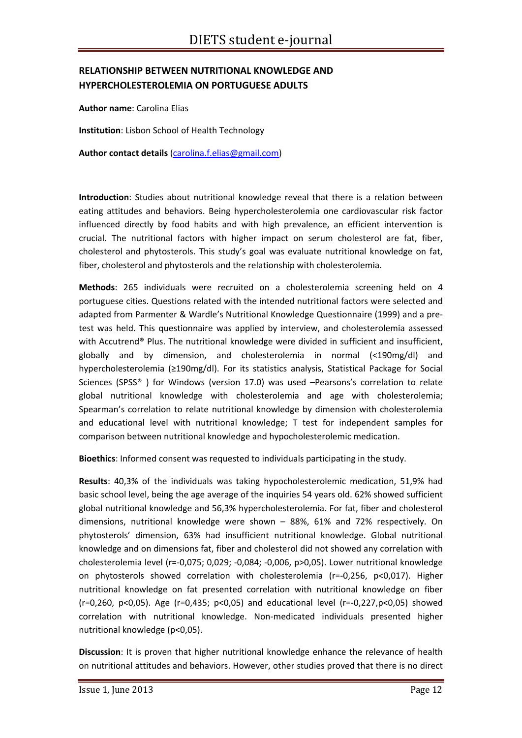## RELATIONSHIP BETWEEN NUTRITIONAL KNOWLEDGE AND HYPERCHOLESTEROLEMIA ON PORTUGUESE ADULTS

**Author name**: Carolina Elias

**Institution**: Lisbon School of Health Technology

**Author contact details** (carolina.f.elias@gmail.com)

**Introduction**: Studies about nutritional knowledge reveal that there is a relation between eating attitudes and behaviors. Being hypercholesterolemia one cardiovascular risk factor influenced directly by food habits and with high prevalence, an efficient intervention is crucial. The nutritional factors with higher impact on serum cholesterol are fat, fiber, cholesterol and phytosterols. This study's goal was evaluate nutritional knowledge on fat, fiber, cholesterol and phytosterols and the relationship with cholesterolemia.

**Methods**: 265 individuals were recruited on a cholesterolemia screening held on 4 portuguese cities. Questions related with the intended nutritional factors were selected and adapted from Parmenter & Wardle's Nutritional Knowledge Questionnaire (1999) and a pre-test was held. This questionnaire was applied by interview, and cholesterolemia assessed with Accutrend® Plus. The nutritional knowledge were divided in sufficient and insufficient, globally and by dimension, and cholesterolemia in normal (<190mg/dl) and hypercholesterolemia (≥190mg/dl). For its statistics analysis, Statistical Package for Social Sciences (SPSS® ) for Windows (version 17.0) was used –Pearsons's correlation to relate global nutritional knowledge with cholesterolemia and age with cholesterolemia; Spearman's correlation to relate nutritional knowledge by dimension with cholesterolemia and educational level with nutritional knowledge; T test for independent samples for comparison between nutritional knowledge and hypocholesterolemic medication.

**Bioethics**: Informed consent was requested to individuals participating in the study.

**Results**: 40,3% of the individuals was taking hypocholesterolemic medication, 51,9% had basic school level, being the age average of the inquiries 54 years old. 62% showed sufficient global nutritional knowledge and 56,3% hypercholesterolemia. For fat, fiber and cholesterol dimensions, nutritional knowledge were shown – 88%, 61% and 72% respectively. On phytosterols' dimension, 63% had insufficient nutritional knowledge. Global nutritional knowledge and on dimensions fat, fiber and cholesterol did not showed any correlation with cholesterolemia level (r=-0,075; 0,029; -0,084; -0,006, p>0,05). Lower nutritional knowledge on phytosterols showed correlation with cholesterolemia (r=-0,256, p<0,017). Higher nutritional knowledge on fat presented correlation with nutritional knowledge on fiber (r=0,260, p<0,05). Age (r=0,435; p<0,05) and educational level (r=-0,227,p<0,05) showed correlation with nutritional knowledge. Non-medicated individuals presented higher nutritional knowledge (p<0,05).

**Discussion**: It is proven that higher nutritional knowledge enhance the relevance of health on nutritional attitudes and behaviors. However, other studies proved that there is no direct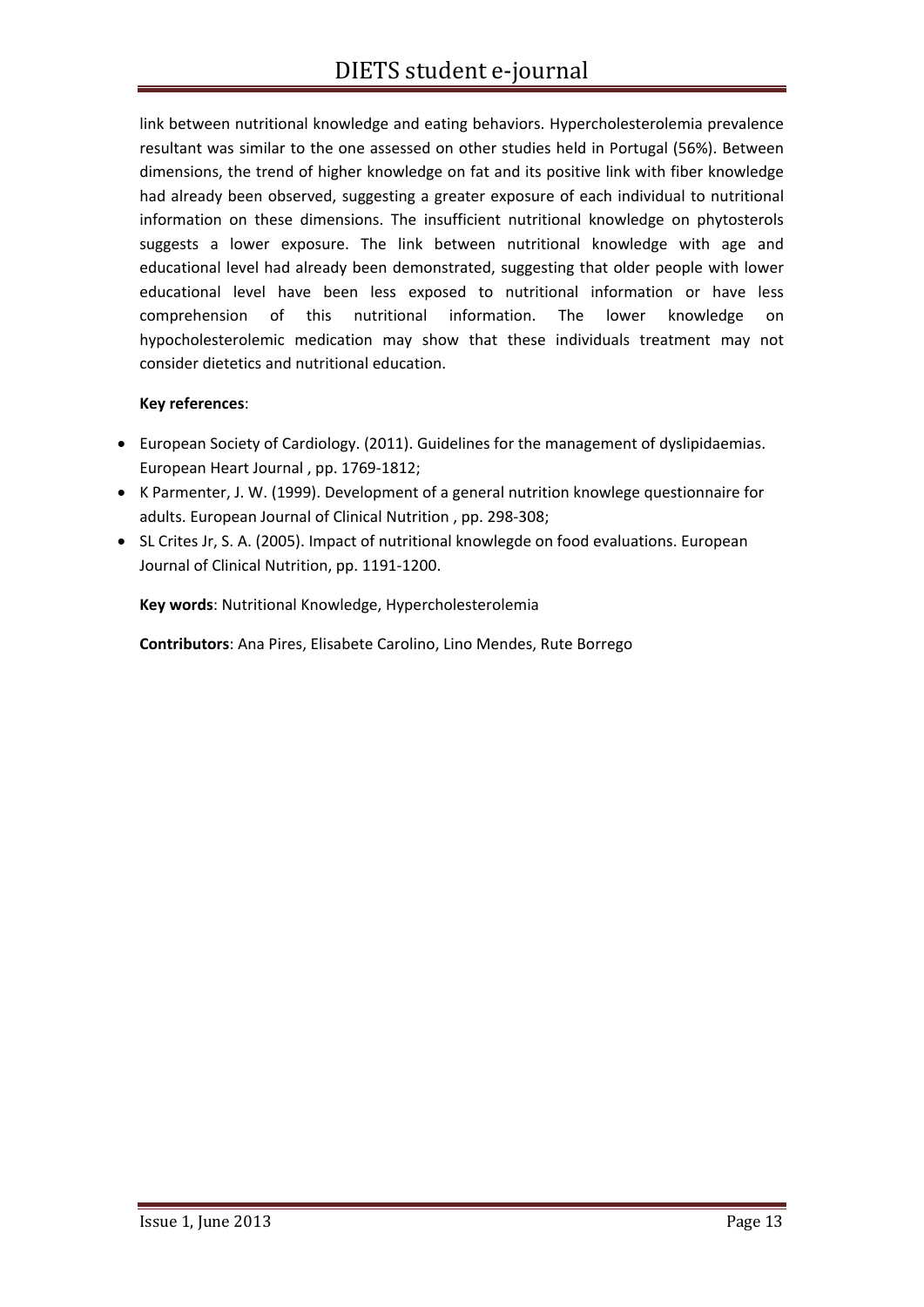link between nutritional knowledge and eating behaviors. Hypercholesterolemia prevalence resultant was similar to the one assessed on other studies held in Portugal (56%). Between dimensions, the trend of higher knowledge on fat and its positive link with fiber knowledge had already been observed, suggesting a greater exposure of each individual to nutritional information on these dimensions. The insufficient nutritional knowledge on phytosterols suggests a lower exposure. The link between nutritional knowledge with age and educational level had already been demonstrated, suggesting that older people with lower educational level have been less exposed to nutritional information or have less comprehension of this nutritional information. The lower knowledge on hypocholesterolemic medication may show that these individuals treatment may not consider dietetics and nutritional education.

**Key references**:

- European Society of Cardiology. (2011). Guidelines for the management of dyslipidaemias. European Heart Journal , pp. 1769-1812;
- K Parmenter, J. W. (1999). Development of a general nutrition knowlege questionnaire for adults. European Journal of Clinical Nutrition , pp. 298-308;
- SL Crites Jr, S. A. (2005). Impact of nutritional knowlegde on food evaluations. European Journal of Clinical Nutrition, pp. 1191-1200.

**Key words**: Nutritional Knowledge, Hypercholesterolemia

**Contributors**: Ana Pires, Elisabete Carolino, Lino Mendes, Rute Borrego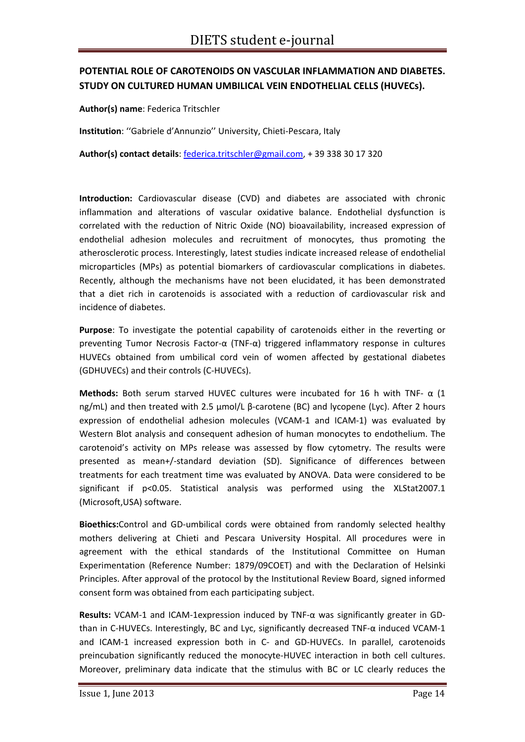**POTENTIAL ROLE OF CAROTENOIDS ON VASCULAR INFLAMMATION AND DIABETES. STUDY ON CULTURED HUMAN UMBILICAL VEIN ENDOTHELIAL CELLS (HUVECs).**

**Author(s) name**: Federica Tritschler

**Institution**: ''Gabriele d'Annunzio'' University, Chieti-Pescara, Italy

**Author(s) contact details**: federica.tritschler@gmail.com, + 39 338 30 17 320

**Introduction:** Cardiovascular disease (CVD) and diabetes are associated with chronic inflammation and alterations of vascular oxidative balance. Endothelial dysfunction is correlated with the reduction of Nitric Oxide (NO) bioavailability, increased expression of endothelial adhesion molecules and recruitment of monocytes, thus promoting the atherosclerotic process. Interestingly, latest studies indicate increased release of endothelial microparticles (MPs) as potential biomarkers of cardiovascular complications in diabetes. Recently, although the mechanisms have not been elucidated, it has been demonstrated that a diet rich in carotenoids is associated with a reduction of cardiovascular risk and incidence of diabetes.

**Purpose**: To investigate the potential capability of carotenoids either in the reverting or preventing Tumor Necrosis Factor-α (TNF-α) triggered inflammatory response in cultures HUVECs obtained from umbilical cord vein of women affected by gestational diabetes (GDHUVECs) and their controls (C-HUVECs).

**Methods:** Both serum starved HUVEC cultures were incubated for 16 h with TNF- α (1 ng/mL) and then treated with 2.5 μmol/L β-carotene (BC) and lycopene (Lyc). After 2 hours expression of endothelial adhesion molecules (VCAM-1 and ICAM-1) was evaluated by Western Blot analysis and consequent adhesion of human monocytes to endothelium. The carotenoid's activity on MPs release was assessed by flow cytometry. The results were presented as mean+/-standard deviation (SD). Significance of differences between treatments for each treatment time was evaluated by ANOVA. Data were considered to be significant if $p<0.05$. Statistical analysis was performed using the XLStat2007.1 (Microsoft,USA) software.

**Bioethics:**Control and GD-umbilical cords were obtained from randomly selected healthy mothers delivering at Chieti and Pescara University Hospital. All procedures were in agreement with the ethical standards of the Institutional Committee on Human Experimentation (Reference Number: 1879/09COET) and with the Declaration of Helsinki Principles. After approval of the protocol by the Institutional Review Board, signed informed consent form was obtained from each participating subject.

**Results:** VCAM-1 and ICAM-1expression induced by TNF-α was significantly greater in GD- than in C-HUVECs. Interestingly, BC and Lyc, significantly decreased TNF-α induced VCAM-1 and ICAM-1 increased expression both in C- and GD-HUVECs. In parallel, carotenoids preincubation significantly reduced the monocyte-HUVEC interaction in both cell cultures. Moreover, preliminary data indicate that the stimulus with BC or LC clearly reduces the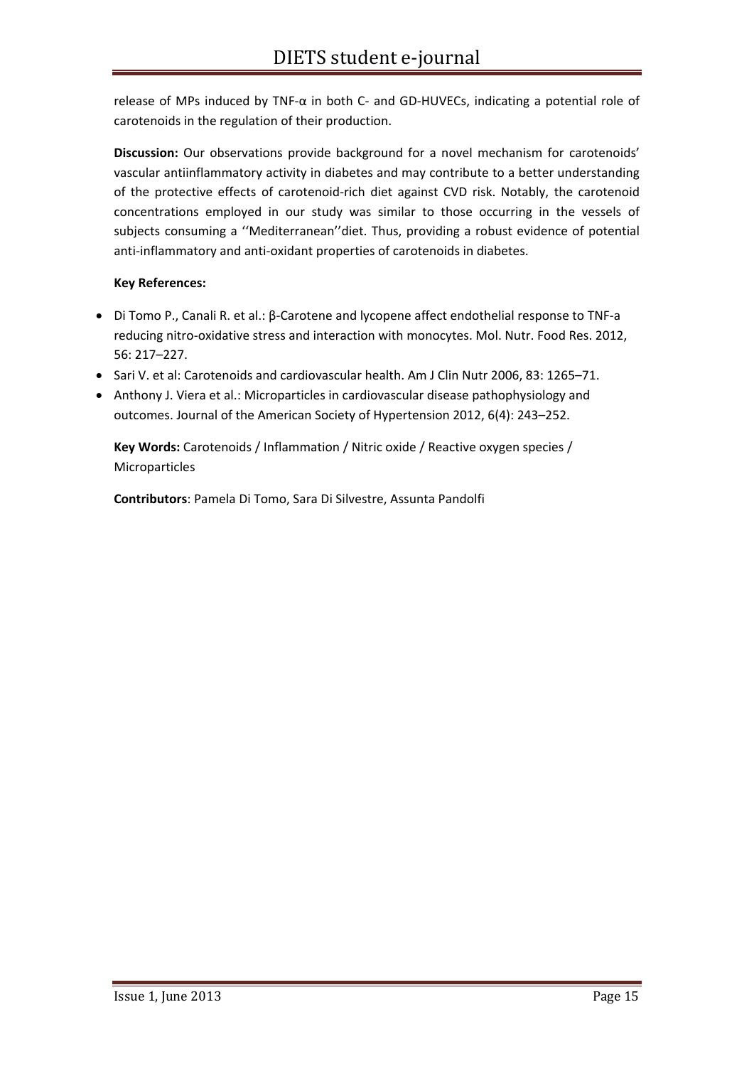release of MPs induced by TNF-α in both C- and GD-HUVECs, indicating a potential role of carotenoids in the regulation of their production.

**Discussion:** Our observations provide background for a novel mechanism for carotenoids' vascular antiinflammatory activity in diabetes and may contribute to a better understanding of the protective effects of carotenoid-rich diet against CVD risk. Notably, the carotenoid concentrations employed in our study was similar to those occurring in the vessels of subjects consuming a ''Mediterranean''diet. Thus, providing a robust evidence of potential anti-inflammatory and anti-oxidant properties of carotenoids in diabetes.

**Key References:**

- Di Tomo P., Canali R. et al.: β-Carotene and lycopene affect endothelial response to TNF-a reducing nitro-oxidative stress and interaction with monocytes. Mol. Nutr. Food Res. 2012, 56: 217–227.
- Sari V. et al: Carotenoids and cardiovascular health. Am J Clin Nutr 2006, 83: 1265–71.
- Anthony J. Viera et al.: Microparticles in cardiovascular disease pathophysiology and outcomes. Journal of the American Society of Hypertension 2012, 6(4): 243–252.

**Key Words:** Carotenoids / Inflammation / Nitric oxide / Reactive oxygen species / Microparticles

**Contributors**: Pamela Di Tomo, Sara Di Silvestre, Assunta Pandolfi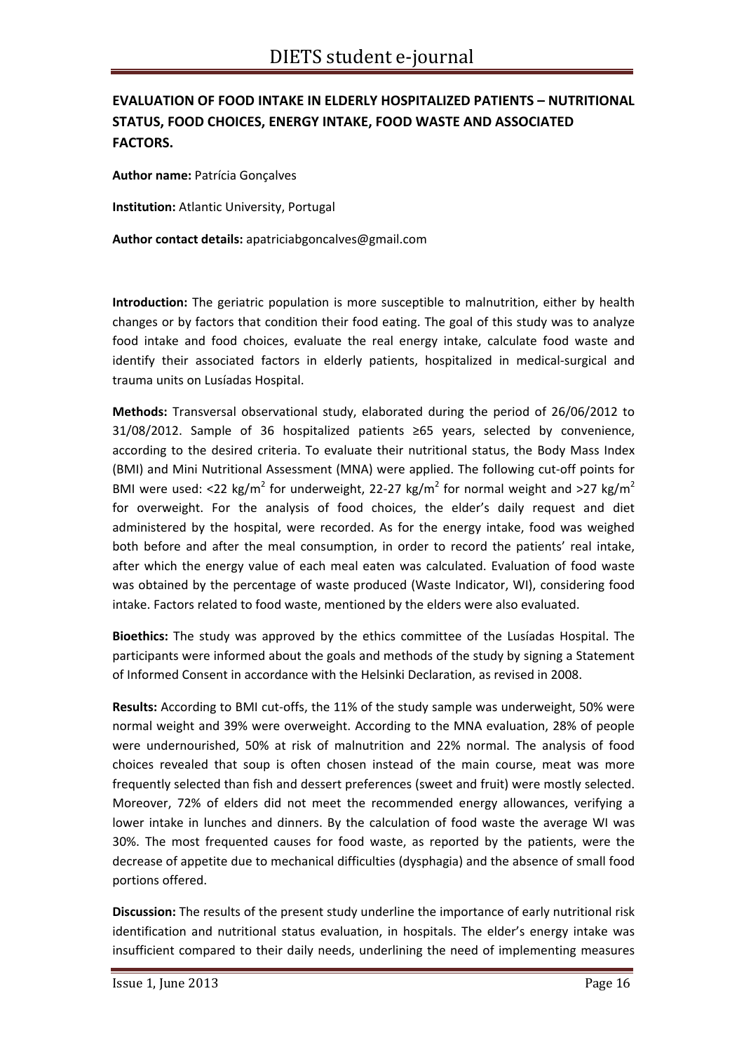# EVALUATION OF FOOD INTAKE IN ELDERLY HOSPITALIZED PATIENTS – NUTRITIONAL STATUS, FOOD CHOICES, ENERGY INTAKE, FOOD WASTE AND ASSOCIATED FACTORS.

**Author name:** Patrícia Gonçalves

**Institution:** Atlantic University, Portugal

**Author contact details:** apatriciabgoncalves@gmail.com

**Introduction:** The geriatric population is more susceptible to malnutrition, either by health changes or by factors that condition their food eating. The goal of this study was to analyze food intake and food choices, evaluate the real energy intake, calculate food waste and identify their associated factors in elderly patients, hospitalized in medical-surgical and trauma units on Lusíadas Hospital.

**Methods:** Transversal observational study, elaborated during the period of 26/06/2012 to 31/08/2012. Sample of 36 hospitalized patients ≥65 years, selected by convenience, according to the desired criteria. To evaluate their nutritional status, the Body Mass Index (BMI) and Mini Nutritional Assessment (MNA) were applied. The following cut-off points for BMI were used: <22 kg/m$^2$ for underweight, 22-27 kg/m$^2$ for normal weight and >27 kg/m$^2$ for overweight. For the analysis of food choices, the elder's daily request and diet administered by the hospital, were recorded. As for the energy intake, food was weighed both before and after the meal consumption, in order to record the patients' real intake, after which the energy value of each meal eaten was calculated. Evaluation of food waste was obtained by the percentage of waste produced (Waste Indicator, WI), considering food intake. Factors related to food waste, mentioned by the elders were also evaluated.

**Bioethics:** The study was approved by the ethics committee of the Lusíadas Hospital. The participants were informed about the goals and methods of the study by signing a Statement of Informed Consent in accordance with the Helsinki Declaration, as revised in 2008.

**Results:** According to BMI cut-offs, the 11% of the study sample was underweight, 50% were normal weight and 39% were overweight. According to the MNA evaluation, 28% of people were undernourished, 50% at risk of malnutrition and 22% normal. The analysis of food choices revealed that soup is often chosen instead of the main course, meat was more frequently selected than fish and dessert preferences (sweet and fruit) were mostly selected. Moreover, 72% of elders did not meet the recommended energy allowances, verifying a lower intake in lunches and dinners. By the calculation of food waste the average WI was 30%. The most frequented causes for food waste, as reported by the patients, were the decrease of appetite due to mechanical difficulties (dysphagia) and the absence of small food portions offered.

**Discussion:** The results of the present study underline the importance of early nutritional risk identification and nutritional status evaluation, in hospitals. The elder's energy intake was insufficient compared to their daily needs, underlining the need of implementing measures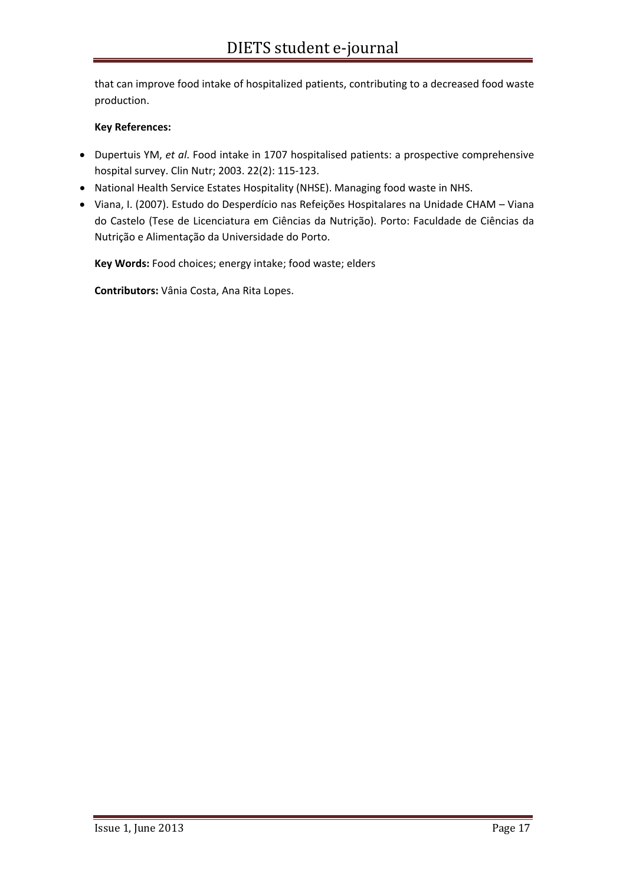that can improve food intake of hospitalized patients, contributing to a decreased food waste production.

**Key References:**

- Dupertuis YM, *et al*. Food intake in 1707 hospitalised patients: a prospective comprehensive hospital survey. Clin Nutr; 2003. 22(2): 115-123.
- National Health Service Estates Hospitality (NHSE). Managing food waste in NHS.
- Viana, I. (2007). Estudo do Desperdício nas Refeições Hospitalares na Unidade CHAM – Viana do Castelo (Tese de Licenciatura em Ciências da Nutrição). Porto: Faculdade de Ciências da Nutrição e Alimentação da Universidade do Porto.

**Key Words:** Food choices; energy intake; food waste; elders

**Contributors:** Vânia Costa, Ana Rita Lopes.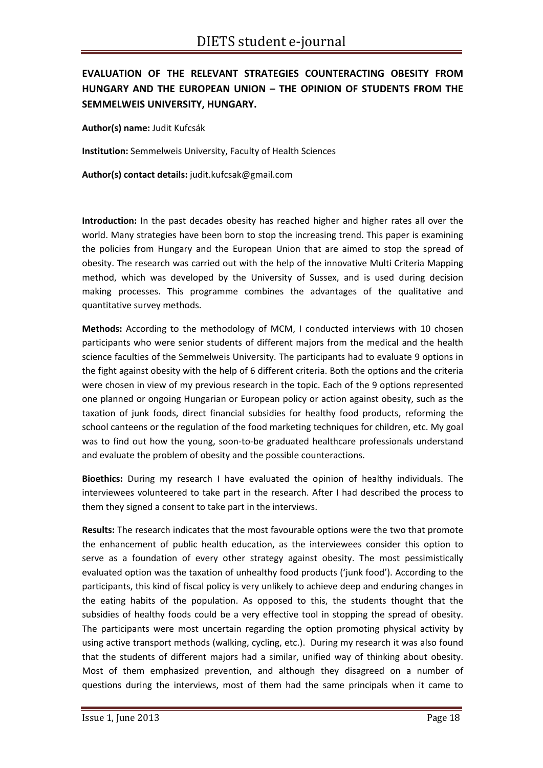**EVALUATION OF THE RELEVANT STRATEGIES COUNTERACTING OBESITY FROM HUNGARY AND THE EUROPEAN UNION – THE OPINION OF STUDENTS FROM THE SEMMELWEIS UNIVERSITY, HUNGARY.**

**Author(s) name:** Judit Kufcsák

**Institution:** Semmelweis University, Faculty of Health Sciences

**Author(s) contact details:** judit.kufcsak@gmail.com

**Introduction:** In the past decades obesity has reached higher and higher rates all over the world. Many strategies have been born to stop the increasing trend. This paper is examining the policies from Hungary and the European Union that are aimed to stop the spread of obesity. The research was carried out with the help of the innovative Multi Criteria Mapping method, which was developed by the University of Sussex, and is used during decision making processes. This programme combines the advantages of the qualitative and quantitative survey methods.

**Methods:** According to the methodology of MCM, I conducted interviews with 10 chosen participants who were senior students of different majors from the medical and the health science faculties of the Semmelweis University. The participants had to evaluate 9 options in the fight against obesity with the help of 6 different criteria. Both the options and the criteria were chosen in view of my previous research in the topic. Each of the 9 options represented one planned or ongoing Hungarian or European policy or action against obesity, such as the taxation of junk foods, direct financial subsidies for healthy food products, reforming the school canteens or the regulation of the food marketing techniques for children, etc. My goal was to find out how the young, soon-to-be graduated healthcare professionals understand and evaluate the problem of obesity and the possible counteractions.

**Bioethics:** During my research I have evaluated the opinion of healthy individuals. The interviewees volunteered to take part in the research. After I had described the process to them they signed a consent to take part in the interviews.

**Results:** The research indicates that the most favourable options were the two that promote the enhancement of public health education, as the interviewees consider this option to serve as a foundation of every other strategy against obesity. The most pessimistically evaluated option was the taxation of unhealthy food products ('junk food'). According to the participants, this kind of fiscal policy is very unlikely to achieve deep and enduring changes in the eating habits of the population. As opposed to this, the students thought that the subsidies of healthy foods could be a very effective tool in stopping the spread of obesity. The participants were most uncertain regarding the option promoting physical activity by using active transport methods (walking, cycling, etc.). During my research it was also found that the students of different majors had a similar, unified way of thinking about obesity. Most of them emphasized prevention, and although they disagreed on a number of questions during the interviews, most of them had the same principals when it came to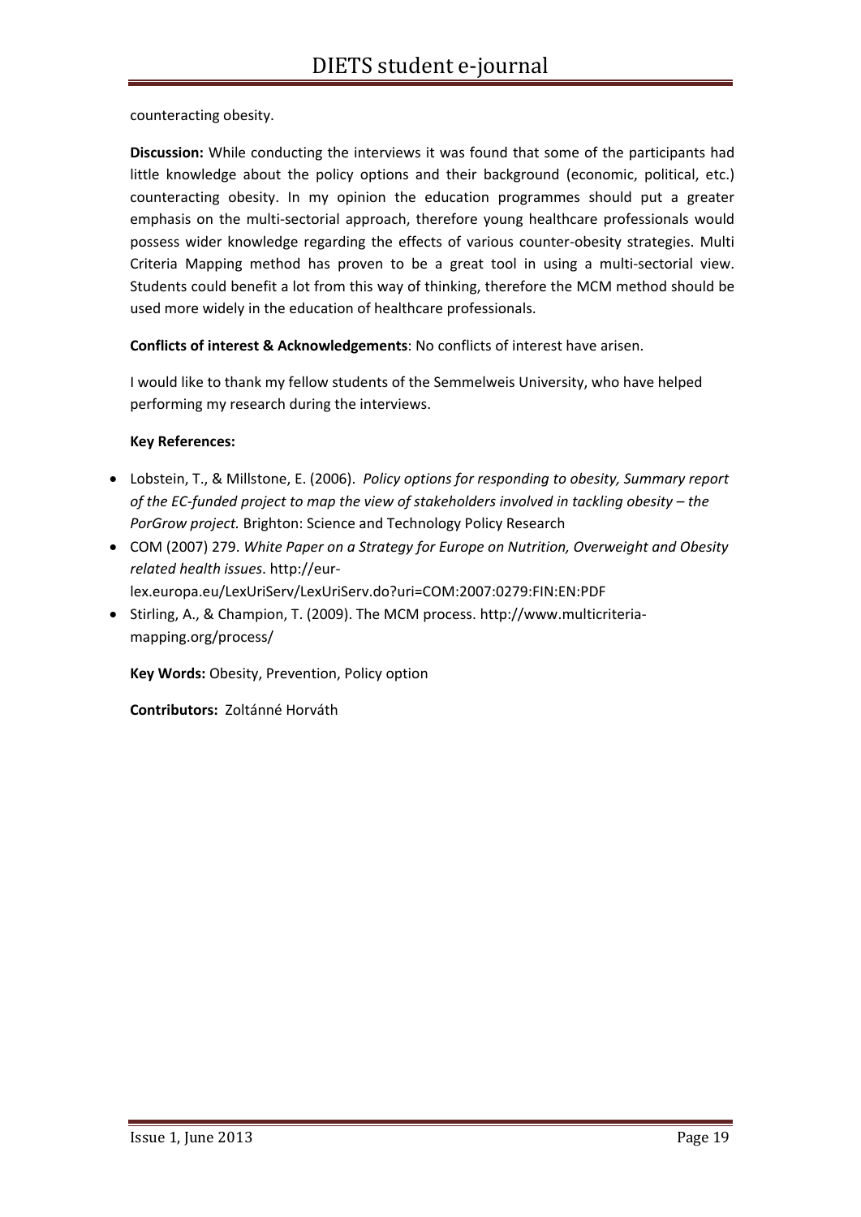counteracting obesity.

**Discussion:** While conducting the interviews it was found that some of the participants had little knowledge about the policy options and their background (economic, political, etc.) counteracting obesity. In my opinion the education programmes should put a greater emphasis on the multi-sectorial approach, therefore young healthcare professionals would possess wider knowledge regarding the effects of various counter-obesity strategies. Multi Criteria Mapping method has proven to be a great tool in using a multi-sectorial view. Students could benefit a lot from this way of thinking, therefore the MCM method should be used more widely in the education of healthcare professionals.

**Conflicts of interest & Acknowledgements**: No conflicts of interest have arisen.

I would like to thank my fellow students of the Semmelweis University, who have helped performing my research during the interviews.

**Key References:**

- Lobstein, T., & Millstone, E. (2006). *Policy options for responding to obesity, Summary report of the EC-funded project to map the view of stakeholders involved in tackling obesity – the PorGrow project.* Brighton: Science and Technology Policy Research
- COM (2007) 279. *White Paper on a Strategy for Europe on Nutrition, Overweight and Obesity related health issues*. http://eur-lex.europa.eu/LexUriServ/LexUriServ.do?uri=COM:2007:0279:FIN:EN:PDF
- Stirling, A., & Champion, T. (2009). The MCM process. http://www.multicriteria-mapping.org/process/

**Key Words:** Obesity, Prevention, Policy option

**Contributors:** Zoltánné Horváth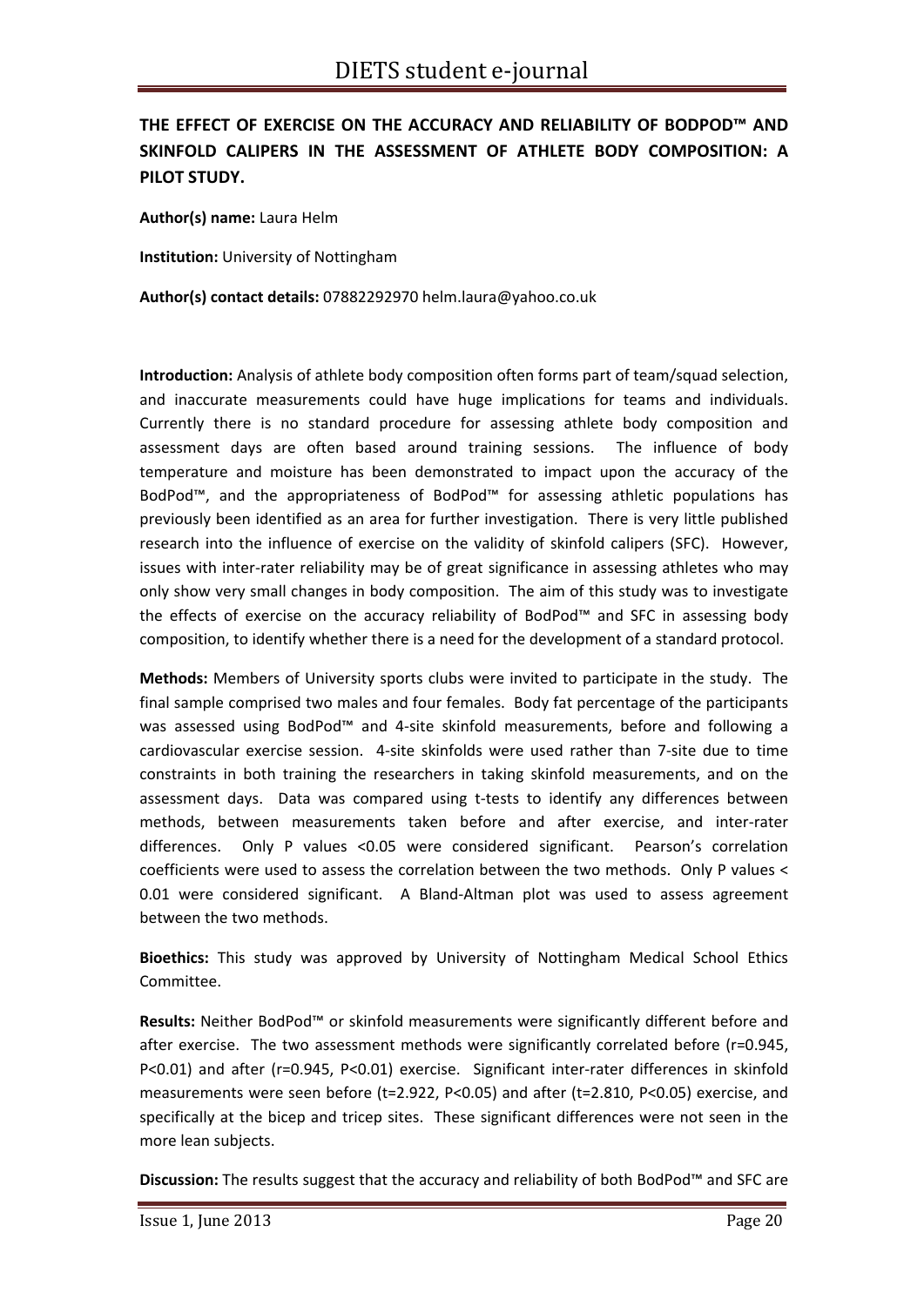## THE EFFECT OF EXERCISE ON THE ACCURACY AND RELIABILITY OF BODPOD™ AND SKINFOLD CALIPERS IN THE ASSESSMENT OF ATHLETE BODY COMPOSITION: A PILOT STUDY.

**Author(s) name:** Laura Helm

**Institution:** University of Nottingham

**Author(s) contact details:** 07882292970 helm.laura@yahoo.co.uk

**Introduction:** Analysis of athlete body composition often forms part of team/squad selection, and inaccurate measurements could have huge implications for teams and individuals. Currently there is no standard procedure for assessing athlete body composition and assessment days are often based around training sessions. The influence of body temperature and moisture has been demonstrated to impact upon the accuracy of the BodPod™, and the appropriateness of BodPod™ for assessing athletic populations has previously been identified as an area for further investigation. There is very little published research into the influence of exercise on the validity of skinfold calipers (SFC). However, issues with inter-rater reliability may be of great significance in assessing athletes who may only show very small changes in body composition. The aim of this study was to investigate the effects of exercise on the accuracy reliability of BodPod™ and SFC in assessing body composition, to identify whether there is a need for the development of a standard protocol.

**Methods:** Members of University sports clubs were invited to participate in the study. The final sample comprised two males and four females. Body fat percentage of the participants was assessed using BodPod™ and 4-site skinfold measurements, before and following a cardiovascular exercise session. 4-site skinfolds were used rather than 7-site due to time constraints in both training the researchers in taking skinfold measurements, and on the assessment days. Data was compared using t-tests to identify any differences between methods, between measurements taken before and after exercise, and inter-rater differences. Only P values <0.05 were considered significant. Pearson's correlation coefficients were used to assess the correlation between the two methods. Only P values < 0.01 were considered significant. A Bland-Altman plot was used to assess agreement between the two methods.

**Bioethics:** This study was approved by University of Nottingham Medical School Ethics Committee.

**Results:** Neither BodPod™ or skinfold measurements were significantly different before and after exercise. The two assessment methods were significantly correlated before ($r=0.945$, $P<0.01$) and after ($r=0.945$, $P<0.01$) exercise. Significant inter-rater differences in skinfold measurements were seen before ($t=2.922$, $P<0.05$) and after ($t=2.810$, $P<0.05$) exercise, and specifically at the bicep and tricep sites. These significant differences were not seen in the more lean subjects.

**Discussion:** The results suggest that the accuracy and reliability of both BodPod™ and SFC are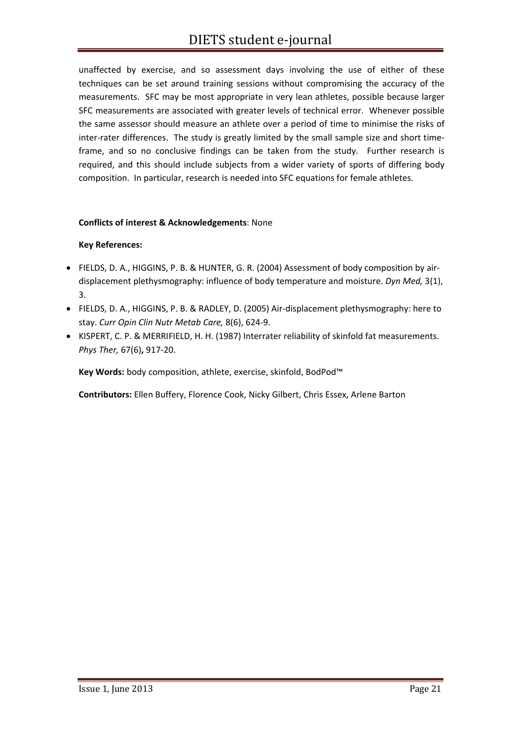unaffected by exercise, and so assessment days involving the use of either of these techniques can be set around training sessions without compromising the accuracy of the measurements. SFC may be most appropriate in very lean athletes, possible because larger SFC measurements are associated with greater levels of technical error. Whenever possible the same assessor should measure an athlete over a period of time to minimise the risks of inter-rater differences. The study is greatly limited by the small sample size and short time-frame, and so no conclusive findings can be taken from the study. Further research is required, and this should include subjects from a wider variety of sports of differing body composition. In particular, research is needed into SFC equations for female athletes.

**Conflicts of interest & Acknowledgements**: None

**Key References:**

- FIELDS, D. A., HIGGINS, P. B. & HUNTER, G. R. (2004) Assessment of body composition by air-displacement plethysmography: influence of body temperature and moisture. *Dyn Med,* 3(1), 3.
- FIELDS, D. A., HIGGINS, P. B. & RADLEY, D. (2005) Air-displacement plethysmography: here to stay. *Curr Opin Clin Nutr Metab Care,* 8(6), 624-9.
- KISPERT, C. P. & MERRIFIELD, H. H. (1987) Interrater reliability of skinfold fat measurements. *Phys Ther,* 67(6)**,** 917-20.

**Key Words:** body composition, athlete, exercise, skinfold, BodPod™

**Contributors:** Ellen Buffery, Florence Cook, Nicky Gilbert, Chris Essex, Arlene Barton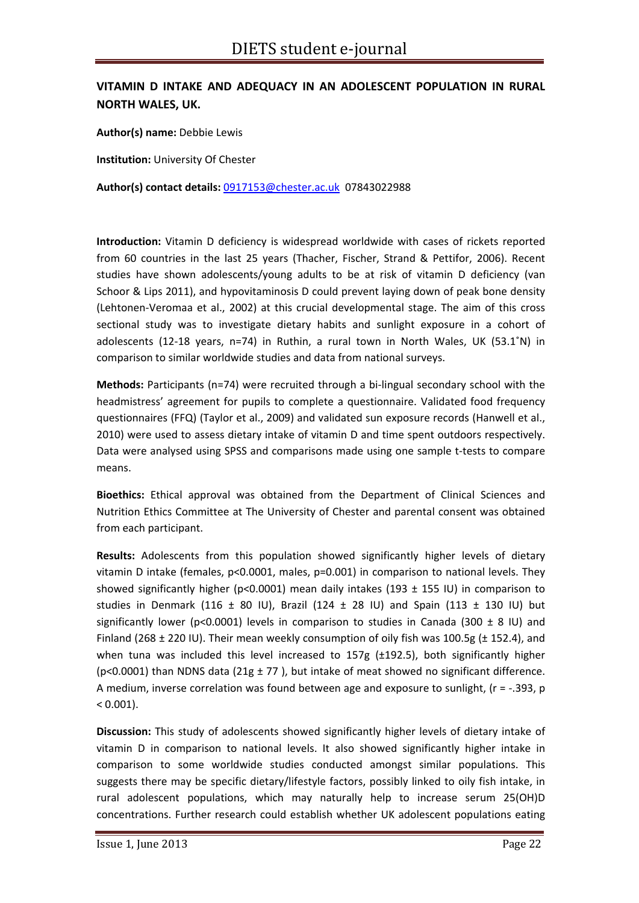## VITAMIN D INTAKE AND ADEQUACY IN AN ADOLESCENT POPULATION IN RURAL NORTH WALES, UK.

**Author(s) name:** Debbie Lewis

**Institution:** University Of Chester

**Author(s) contact details:** 0917153@chester.ac.uk 07843022988

**Introduction:** Vitamin D deficiency is widespread worldwide with cases of rickets reported from 60 countries in the last 25 years (Thacher, Fischer, Strand & Pettifor, 2006). Recent studies have shown adolescents/young adults to be at risk of vitamin D deficiency (van Schoor & Lips 2011), and hypovitaminosis D could prevent laying down of peak bone density (Lehtonen-Veromaa et al., 2002) at this crucial developmental stage. The aim of this cross sectional study was to investigate dietary habits and sunlight exposure in a cohort of adolescents (12-18 years, n=74) in Ruthin, a rural town in North Wales, UK (53.1˚N) in comparison to similar worldwide studies and data from national surveys.

**Methods:** Participants (n=74) were recruited through a bi-lingual secondary school with the headmistress' agreement for pupils to complete a questionnaire. Validated food frequency questionnaires (FFQ) (Taylor et al., 2009) and validated sun exposure records (Hanwell et al., 2010) were used to assess dietary intake of vitamin D and time spent outdoors respectively. Data were analysed using SPSS and comparisons made using one sample t-tests to compare means.

**Bioethics:** Ethical approval was obtained from the Department of Clinical Sciences and Nutrition Ethics Committee at The University of Chester and parental consent was obtained from each participant.

**Results:** Adolescents from this population showed significantly higher levels of dietary vitamin D intake (females, $p<0.0001$, males, $p=0.001$) in comparison to national levels. They showed significantly higher ($p<0.0001$) mean daily intakes (193 ± 155 IU) in comparison to studies in Denmark (116 ± 80 IU), Brazil (124 ± 28 IU) and Spain (113 ± 130 IU) but significantly lower ($p<0.0001$) levels in comparison to studies in Canada (300 ± 8 IU) and Finland (268 ± 220 IU). Their mean weekly consumption of oily fish was 100.5g (± 152.4), and when tuna was included this level increased to 157g (±192.5), both significantly higher ($p<0.0001$) than NDNS data (21g ± 77 ), but intake of meat showed no significant difference. A medium, inverse correlation was found between age and exposure to sunlight, ($r = -.393$, $p < 0.001$).

**Discussion:** This study of adolescents showed significantly higher levels of dietary intake of vitamin D in comparison to national levels. It also showed significantly higher intake in comparison to some worldwide studies conducted amongst similar populations. This suggests there may be specific dietary/lifestyle factors, possibly linked to oily fish intake, in rural adolescent populations, which may naturally help to increase serum 25(OH)D concentrations. Further research could establish whether UK adolescent populations eating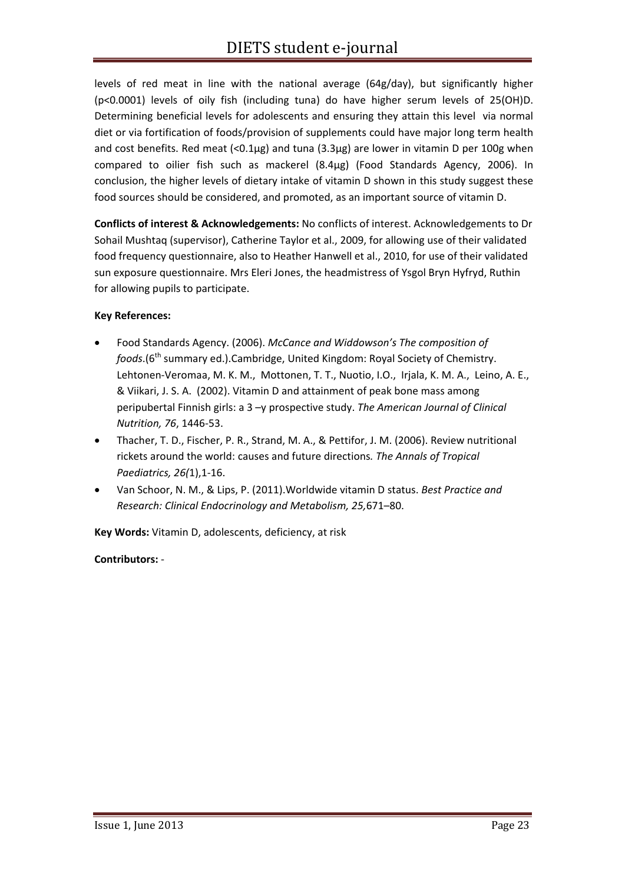levels of red meat in line with the national average (64g/day), but significantly higher ($p<0.0001$) levels of oily fish (including tuna) do have higher serum levels of 25(OH)D. Determining beneficial levels for adolescents and ensuring they attain this level via normal diet or via fortification of foods/provision of supplements could have major long term health and cost benefits. Red meat (<0.1µg) and tuna (3.3µg) are lower in vitamin D per 100g when compared to oilier fish such as mackerel (8.4µg) (Food Standards Agency, 2006). In conclusion, the higher levels of dietary intake of vitamin D shown in this study suggest these food sources should be considered, and promoted, as an important source of vitamin D.

**Conflicts of interest & Acknowledgements:** No conflicts of interest. Acknowledgements to Dr Sohail Mushtaq (supervisor), Catherine Taylor et al., 2009, for allowing use of their validated food frequency questionnaire, also to Heather Hanwell et al., 2010, for use of their validated sun exposure questionnaire. Mrs Eleri Jones, the headmistress of Ysgol Bryn Hyfryd, Ruthin for allowing pupils to participate.

**Key References:**

- Food Standards Agency. (2006). *McCance and Widdowson's The composition of foods*.(6th summary ed.).Cambridge, United Kingdom: Royal Society of Chemistry. Lehtonen-Veromaa, M. K. M., Mottonen, T. T., Nuotio, I.O., Irjala, K. M. A., Leino, A. E., & Viikari, J. S. A. (2002). Vitamin D and attainment of peak bone mass among peripubertal Finnish girls: a 3 –y prospective study. *The American Journal of Clinical Nutrition, 76*, 1446-53.
- Thacher, T. D., Fischer, P. R., Strand, M. A., & Pettifor, J. M. (2006). Review nutritional rickets around the world: causes and future directions. *The Annals of Tropical Paediatrics, 26(*1),1-16.
- Van Schoor, N. M., & Lips, P. (2011).Worldwide vitamin D status. *Best Practice and Research: Clinical Endocrinology and Metabolism, 25,*671–80.

**Key Words:** Vitamin D, adolescents, deficiency, at risk

**Contributors:** -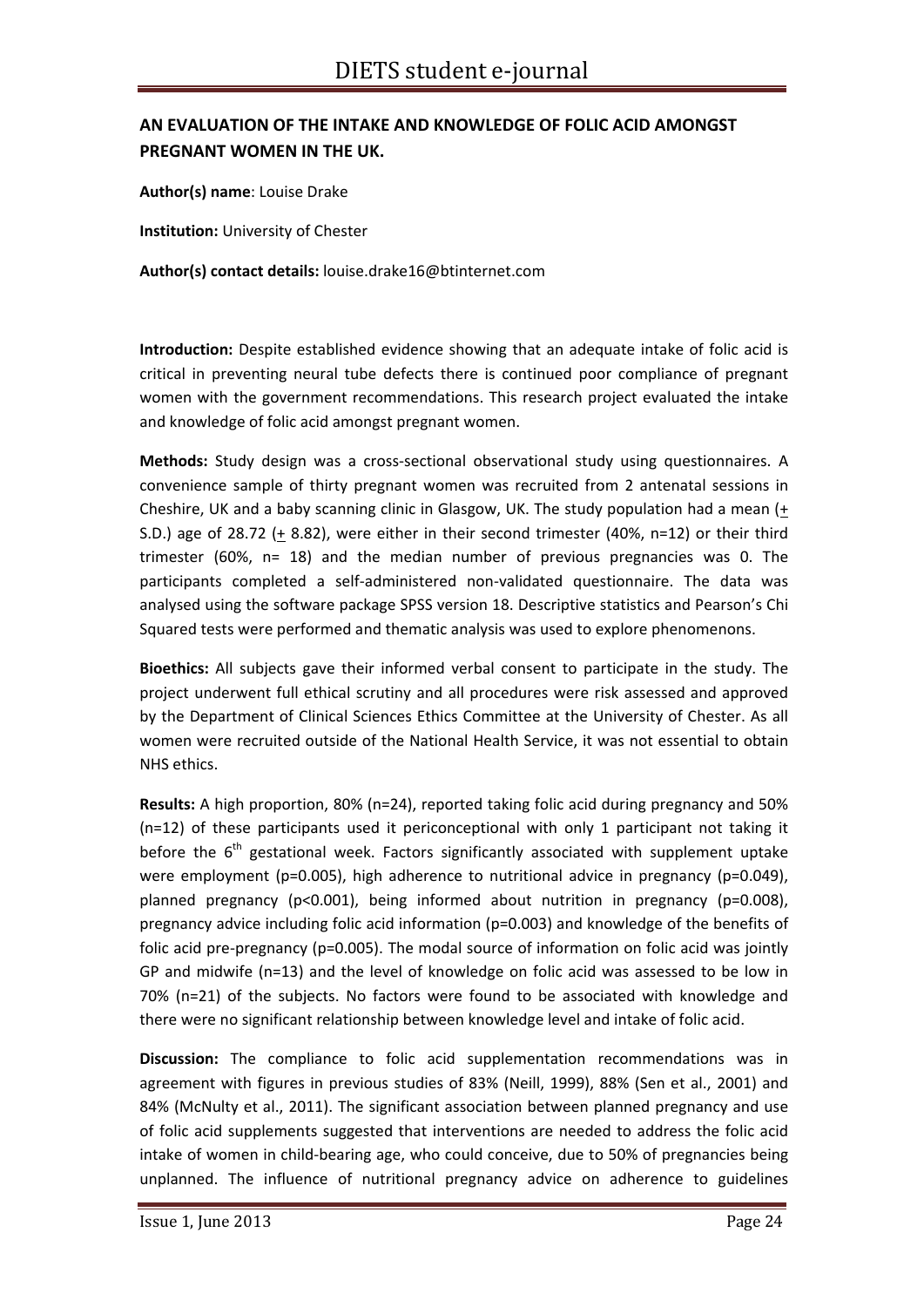## AN EVALUATION OF THE INTAKE AND KNOWLEDGE OF FOLIC ACID AMONGST PREGNANT WOMEN IN THE UK.

**Author(s) name**: Louise Drake

**Institution:** University of Chester

**Author(s) contact details:** louise.drake16@btinternet.com

**Introduction:** Despite established evidence showing that an adequate intake of folic acid is critical in preventing neural tube defects there is continued poor compliance of pregnant women with the government recommendations. This research project evaluated the intake and knowledge of folic acid amongst pregnant women.

**Methods:** Study design was a cross-sectional observational study using questionnaires. A convenience sample of thirty pregnant women was recruited from 2 antenatal sessions in Cheshire, UK and a baby scanning clinic in Glasgow, UK. The study population had a mean (± S.D.) age of 28.72 (± 8.82), were either in their second trimester (40%, n=12) or their third trimester (60%, n= 18) and the median number of previous pregnancies was 0. The participants completed a self-administered non-validated questionnaire. The data was analysed using the software package SPSS version 18. Descriptive statistics and Pearson's Chi Squared tests were performed and thematic analysis was used to explore phenomenons.

**Bioethics:** All subjects gave their informed verbal consent to participate in the study. The project underwent full ethical scrutiny and all procedures were risk assessed and approved by the Department of Clinical Sciences Ethics Committee at the University of Chester. As all women were recruited outside of the National Health Service, it was not essential to obtain NHS ethics.

**Results:** A high proportion, 80% (n=24), reported taking folic acid during pregnancy and 50% (n=12) of these participants used it periconceptional with only 1 participant not taking it before the 6th gestational week. Factors significantly associated with supplement uptake were employment ($p=0.005$), high adherence to nutritional advice in pregnancy ($p=0.049$), planned pregnancy ($p<0.001$), being informed about nutrition in pregnancy ($p=0.008$), pregnancy advice including folic acid information ($p=0.003$) and knowledge of the benefits of folic acid pre-pregnancy ($p=0.005$). The modal source of information on folic acid was jointly GP and midwife (n=13) and the level of knowledge on folic acid was assessed to be low in 70% (n=21) of the subjects. No factors were found to be associated with knowledge and there were no significant relationship between knowledge level and intake of folic acid.

**Discussion:** The compliance to folic acid supplementation recommendations was in agreement with figures in previous studies of 83% (Neill, 1999), 88% (Sen et al., 2001) and 84% (McNulty et al., 2011). The significant association between planned pregnancy and use of folic acid supplements suggested that interventions are needed to address the folic acid intake of women in child-bearing age, who could conceive, due to 50% of pregnancies being unplanned. The influence of nutritional pregnancy advice on adherence to guidelines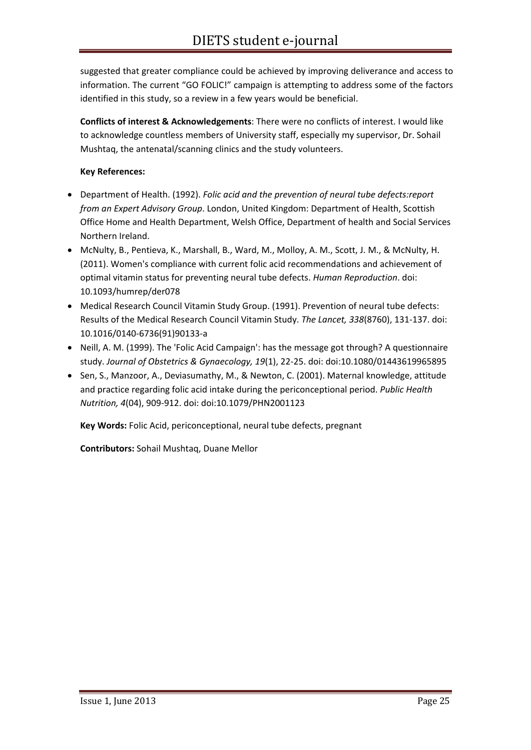suggested that greater compliance could be achieved by improving deliverance and access to information. The current "GO FOLIC!" campaign is attempting to address some of the factors identified in this study, so a review in a few years would be beneficial.

**Conflicts of interest & Acknowledgements**: There were no conflicts of interest. I would like to acknowledge countless members of University staff, especially my supervisor, Dr. Sohail Mushtaq, the antenatal/scanning clinics and the study volunteers.

**Key References:**

- Department of Health. (1992). *Folic acid and the prevention of neural tube defects:report from an Expert Advisory Group*. London, United Kingdom: Department of Health, Scottish Office Home and Health Department, Welsh Office, Department of health and Social Services Northern Ireland.
- McNulty, B., Pentieva, K., Marshall, B., Ward, M., Molloy, A. M., Scott, J. M., & McNulty, H. (2011). Women's compliance with current folic acid recommendations and achievement of optimal vitamin status for preventing neural tube defects. *Human Reproduction*. doi: 10.1093/humrep/der078
- Medical Research Council Vitamin Study Group. (1991). Prevention of neural tube defects: Results of the Medical Research Council Vitamin Study. *The Lancet, 338*(8760), 131-137. doi: 10.1016/0140-6736(91)90133-a
- Neill, A. M. (1999). The 'Folic Acid Campaign': has the message got through? A questionnaire study. *Journal of Obstetrics & Gynaecology, 19*(1), 22-25. doi: doi:10.1080/01443619965895
- Sen, S., Manzoor, A., Deviasumathy, M., & Newton, C. (2001). Maternal knowledge, attitude and practice regarding folic acid intake during the periconceptional period. *Public Health Nutrition, 4*(04), 909-912. doi: doi:10.1079/PHN2001123

**Key Words:** Folic Acid, periconceptional, neural tube defects, pregnant

**Contributors:** Sohail Mushtaq, Duane Mellor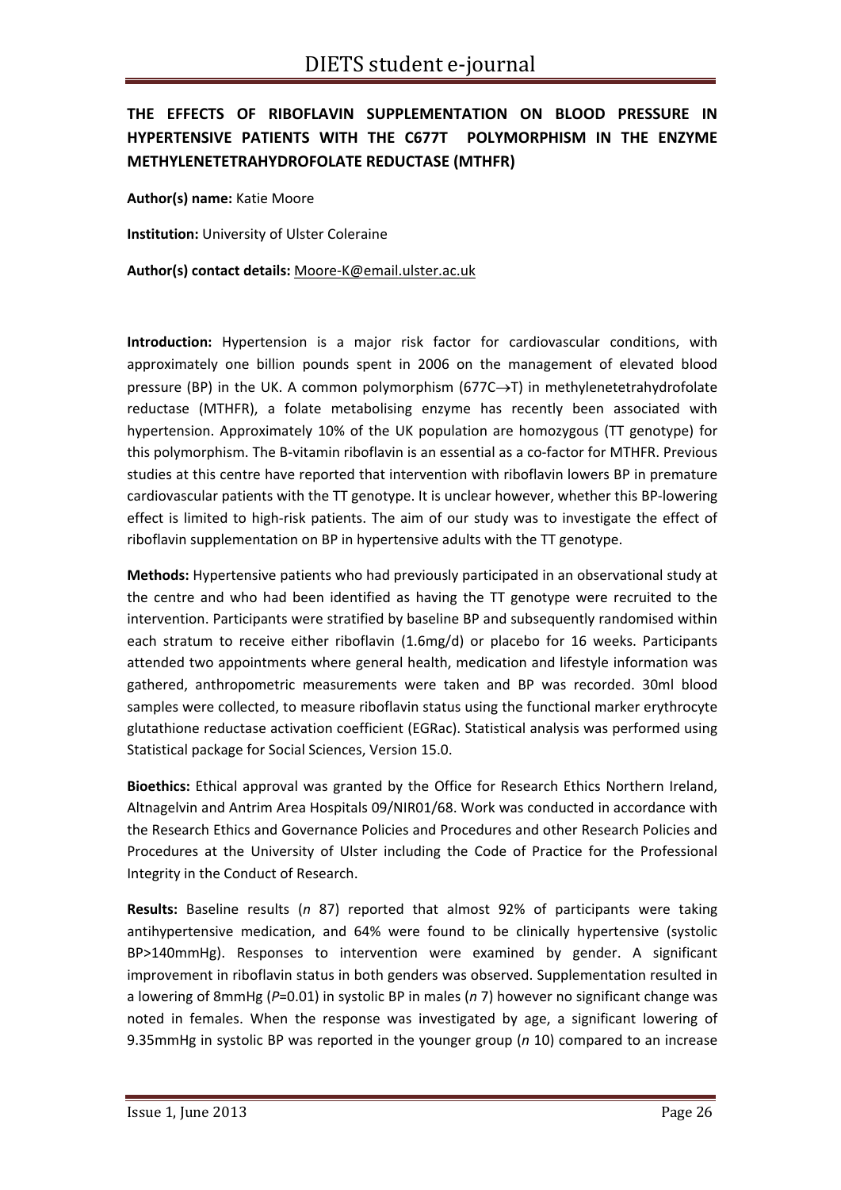**THE EFFECTS OF RIBOFLAVIN SUPPLEMENTATION ON BLOOD PRESSURE IN HYPERTENSIVE PATIENTS WITH THE C677T POLYMORPHISM IN THE ENZYME METHYLENETETRAHYDROFOLATE REDUCTASE (MTHFR)**

**Author(s) name:** Katie Moore

**Institution:** University of Ulster Coleraine

**Author(s) contact details:** Moore-K@email.ulster.ac.uk

**Introduction:** Hypertension is a major risk factor for cardiovascular conditions, with approximately one billion pounds spent in 2006 on the management of elevated blood pressure (BP) in the UK. A common polymorphism (677C→T) in methylenetetrahydrofolate reductase (MTHFR), a folate metabolising enzyme has recently been associated with hypertension. Approximately 10% of the UK population are homozygous (TT genotype) for this polymorphism. The B-vitamin riboflavin is an essential as a co-factor for MTHFR. Previous studies at this centre have reported that intervention with riboflavin lowers BP in premature cardiovascular patients with the TT genotype. It is unclear however, whether this BP-lowering effect is limited to high-risk patients. The aim of our study was to investigate the effect of riboflavin supplementation on BP in hypertensive adults with the TT genotype.

**Methods:** Hypertensive patients who had previously participated in an observational study at the centre and who had been identified as having the TT genotype were recruited to the intervention. Participants were stratified by baseline BP and subsequently randomised within each stratum to receive either riboflavin (1.6mg/d) or placebo for 16 weeks. Participants attended two appointments where general health, medication and lifestyle information was gathered, anthropometric measurements were taken and BP was recorded. 30ml blood samples were collected, to measure riboflavin status using the functional marker erythrocyte glutathione reductase activation coefficient (EGRac). Statistical analysis was performed using Statistical package for Social Sciences, Version 15.0.

**Bioethics:** Ethical approval was granted by the Office for Research Ethics Northern Ireland, Altnagelvin and Antrim Area Hospitals 09/NIR01/68. Work was conducted in accordance with the Research Ethics and Governance Policies and Procedures and other Research Policies and Procedures at the University of Ulster including the Code of Practice for the Professional Integrity in the Conduct of Research.

**Results:** Baseline results (*n* 87) reported that almost 92% of participants were taking antihypertensive medication, and 64% were found to be clinically hypertensive (systolic BP>140mmHg). Responses to intervention were examined by gender. A significant improvement in riboflavin status in both genders was observed. Supplementation resulted in a lowering of 8mmHg ($P$=0.01) in systolic BP in males (*n* 7) however no significant change was noted in females. When the response was investigated by age, a significant lowering of 9.35mmHg in systolic BP was reported in the younger group (*n* 10) compared to an increase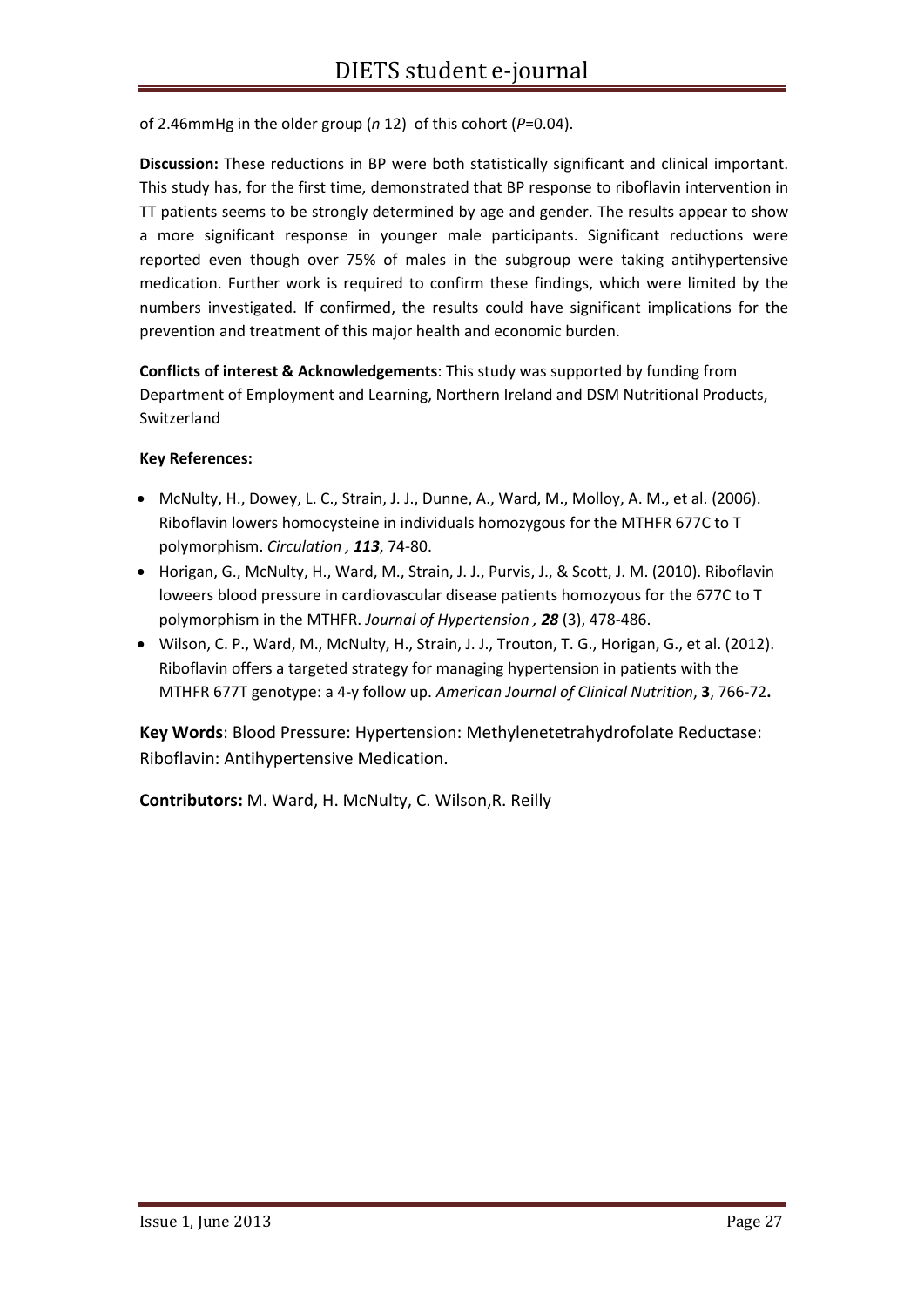of 2.46mmHg in the older group (*n* 12) of this cohort (*P*=0.04).

**Discussion:** These reductions in BP were both statistically significant and clinical important. This study has, for the first time, demonstrated that BP response to riboflavin intervention in TT patients seems to be strongly determined by age and gender. The results appear to show a more significant response in younger male participants. Significant reductions were reported even though over 75% of males in the subgroup were taking antihypertensive medication. Further work is required to confirm these findings, which were limited by the numbers investigated. If confirmed, the results could have significant implications for the prevention and treatment of this major health and economic burden.

**Conflicts of interest & Acknowledgements**: This study was supported by funding from Department of Employment and Learning, Northern Ireland and DSM Nutritional Products, Switzerland

**Key References:**

- McNulty, H., Dowey, L. C., Strain, J. J., Dunne, A., Ward, M., Molloy, A. M., et al. (2006). Riboflavin lowers homocysteine in individuals homozygous for the MTHFR 677C to T polymorphism. *Circulation* , ***113***, 74-80.
- Horigan, G., McNulty, H., Ward, M., Strain, J. J., Purvis, J., & Scott, J. M. (2010). Riboflavin loweers blood pressure in cardiovascular disease patients homozyous for the 677C to T polymorphism in the MTHFR. *Journal of Hypertension* , ***28*** (3), 478-486.
- Wilson, C. P., Ward, M., McNulty, H., Strain, J. J., Trouton, T. G., Horigan, G., et al. (2012). Riboflavin offers a targeted strategy for managing hypertension in patients with the MTHFR 677T genotype: a 4-y follow up. *American Journal of Clinical Nutrition*, **3**, 766-72**.**

**Key Words**: Blood Pressure: Hypertension: Methylenetetrahydrofolate Reductase: Riboflavin: Antihypertensive Medication.

**Contributors:** M. Ward, H. McNulty, C. Wilson,R. Reilly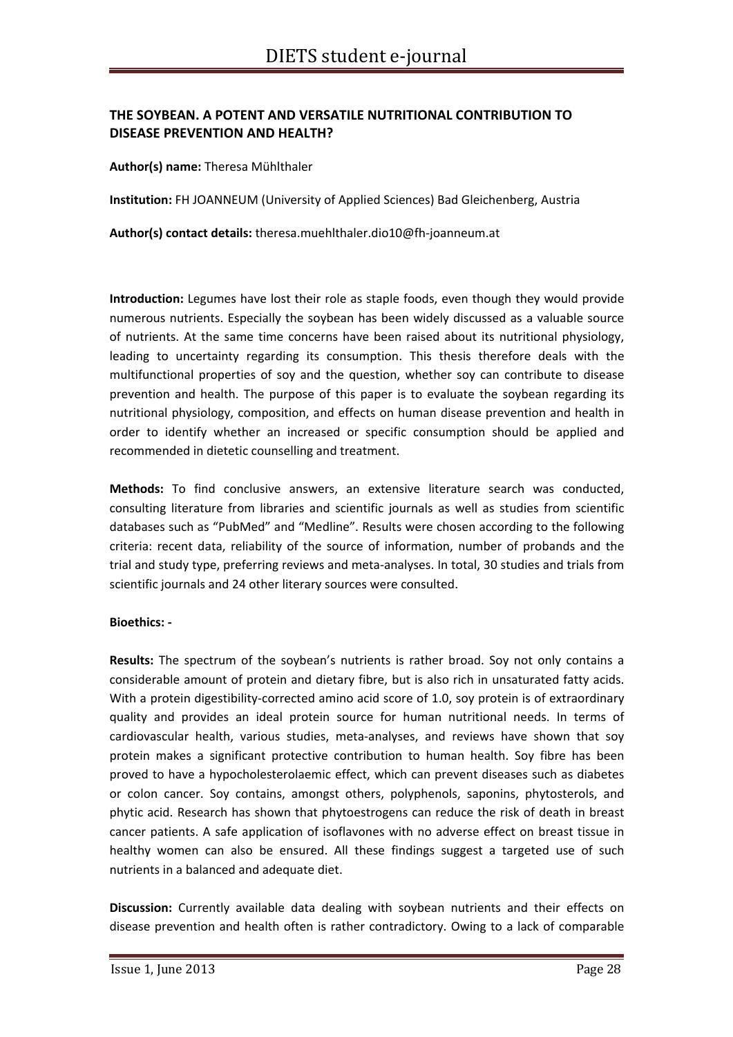## THE SOYBEAN. A POTENT AND VERSATILE NUTRITIONAL CONTRIBUTION TO DISEASE PREVENTION AND HEALTH?

**Author(s) name:** Theresa Mühlthaler

**Institution:** FH JOANNEUM (University of Applied Sciences) Bad Gleichenberg, Austria

**Author(s) contact details:** theresa.muehlthaler.dio10@fh-joanneum.at

**Introduction:** Legumes have lost their role as staple foods, even though they would provide numerous nutrients. Especially the soybean has been widely discussed as a valuable source of nutrients. At the same time concerns have been raised about its nutritional physiology, leading to uncertainty regarding its consumption. This thesis therefore deals with the multifunctional properties of soy and the question, whether soy can contribute to disease prevention and health. The purpose of this paper is to evaluate the soybean regarding its nutritional physiology, composition, and effects on human disease prevention and health in order to identify whether an increased or specific consumption should be applied and recommended in dietetic counselling and treatment.

**Methods:** To find conclusive answers, an extensive literature search was conducted, consulting literature from libraries and scientific journals as well as studies from scientific databases such as "PubMed" and "Medline". Results were chosen according to the following criteria: recent data, reliability of the source of information, number of probands and the trial and study type, preferring reviews and meta-analyses. In total, 30 studies and trials from scientific journals and 24 other literary sources were consulted.

**Bioethics: -**

**Results:** The spectrum of the soybean's nutrients is rather broad. Soy not only contains a considerable amount of protein and dietary fibre, but is also rich in unsaturated fatty acids. With a protein digestibility-corrected amino acid score of 1.0, soy protein is of extraordinary quality and provides an ideal protein source for human nutritional needs. In terms of cardiovascular health, various studies, meta-analyses, and reviews have shown that soy protein makes a significant protective contribution to human health. Soy fibre has been proved to have a hypocholesterolaemic effect, which can prevent diseases such as diabetes or colon cancer. Soy contains, amongst others, polyphenols, saponins, phytosterols, and phytic acid. Research has shown that phytoestrogens can reduce the risk of death in breast cancer patients. A safe application of isoflavones with no adverse effect on breast tissue in healthy women can also be ensured. All these findings suggest a targeted use of such nutrients in a balanced and adequate diet.

**Discussion:** Currently available data dealing with soybean nutrients and their effects on disease prevention and health often is rather contradictory. Owing to a lack of comparable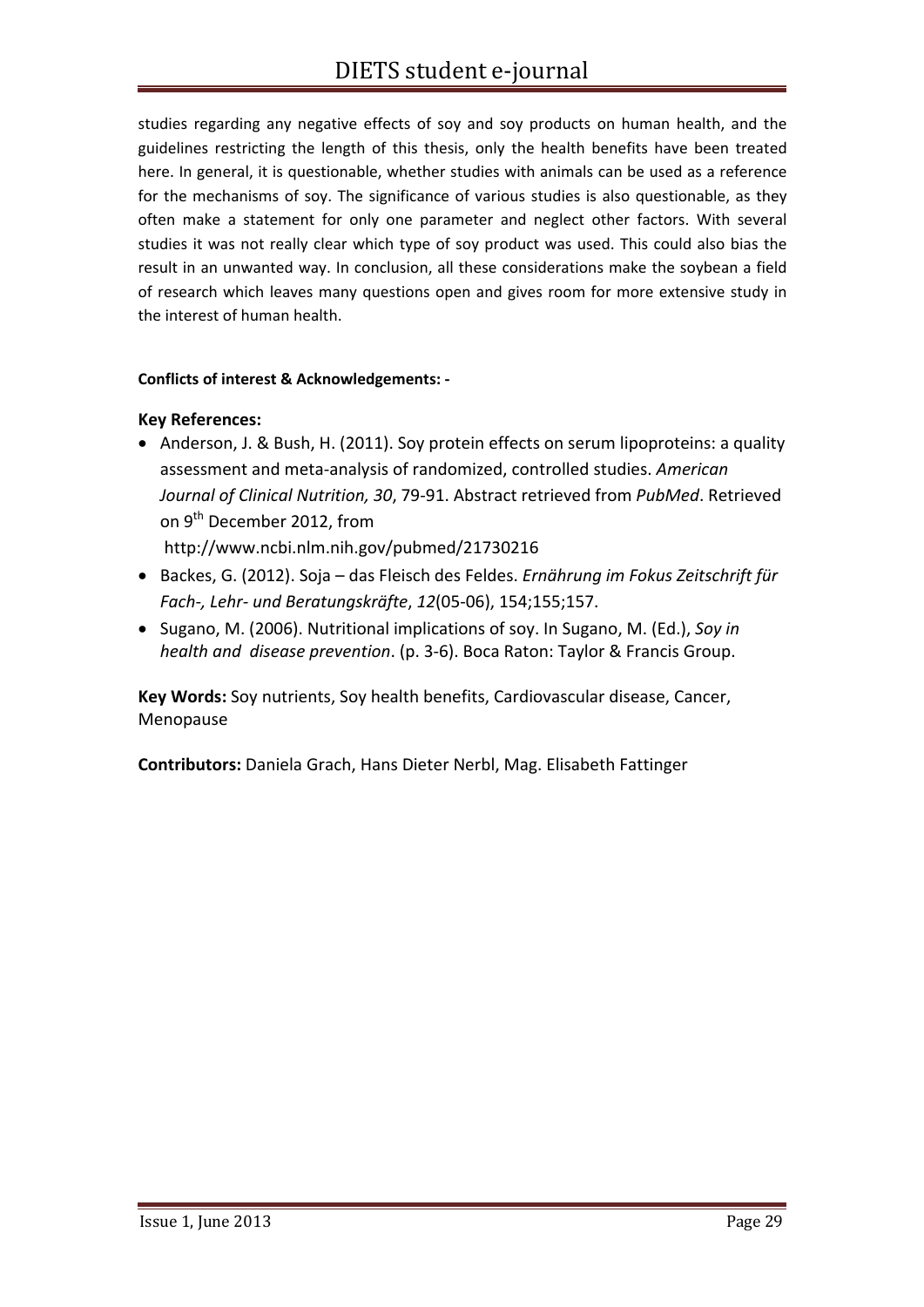studies regarding any negative effects of soy and soy products on human health, and the guidelines restricting the length of this thesis, only the health benefits have been treated here. In general, it is questionable, whether studies with animals can be used as a reference for the mechanisms of soy. The significance of various studies is also questionable, as they often make a statement for only one parameter and neglect other factors. With several studies it was not really clear which type of soy product was used. This could also bias the result in an unwanted way. In conclusion, all these considerations make the soybean a field of research which leaves many questions open and gives room for more extensive study in the interest of human health.

**Conflicts of interest & Acknowledgements: -**

### Key References:

- Anderson, J. & Bush, H. (2011). Soy protein effects on serum lipoproteins: a quality assessment and meta-analysis of randomized, controlled studies. *American Journal of Clinical Nutrition, 30*, 79-91. Abstract retrieved from *PubMed*. Retrieved on 9th December 2012, from http://www.ncbi.nlm.nih.gov/pubmed/21730216
- Backes, G. (2012). Soja – das Fleisch des Feldes. *Ernährung im Fokus Zeitschrift für Fach-, Lehr- und Beratungskräfte*, *12*(05-06), 154;155;157.
- Sugano, M. (2006). Nutritional implications of soy. In Sugano, M. (Ed.), *Soy in health and disease prevention*. (p. 3-6). Boca Raton: Taylor & Francis Group.

**Key Words:** Soy nutrients, Soy health benefits, Cardiovascular disease, Cancer, Menopause

**Contributors:** Daniela Grach, Hans Dieter Nerbl, Mag. Elisabeth Fattinger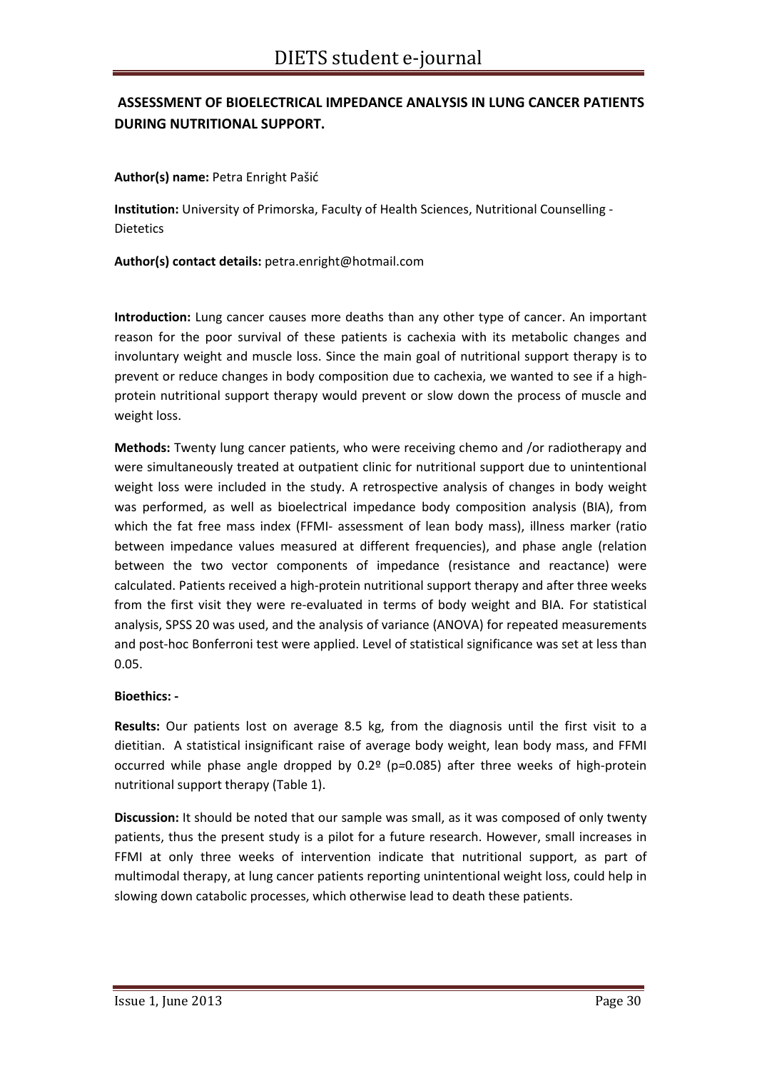## ASSESSMENT OF BIOELECTRICAL IMPEDANCE ANALYSIS IN LUNG CANCER PATIENTS DURING NUTRITIONAL SUPPORT.

**Author(s) name:** Petra Enright Pašić

**Institution:** University of Primorska, Faculty of Health Sciences, Nutritional Counselling - Dietetics

**Author(s) contact details:** petra.enright@hotmail.com

**Introduction:** Lung cancer causes more deaths than any other type of cancer. An important reason for the poor survival of these patients is cachexia with its metabolic changes and involuntary weight and muscle loss. Since the main goal of nutritional support therapy is to prevent or reduce changes in body composition due to cachexia, we wanted to see if a high-protein nutritional support therapy would prevent or slow down the process of muscle and weight loss.

**Methods:** Twenty lung cancer patients, who were receiving chemo and /or radiotherapy and were simultaneously treated at outpatient clinic for nutritional support due to unintentional weight loss were included in the study. A retrospective analysis of changes in body weight was performed, as well as bioelectrical impedance body composition analysis (BIA), from which the fat free mass index (FFMI- assessment of lean body mass), illness marker (ratio between impedance values measured at different frequencies), and phase angle (relation between the two vector components of impedance (resistance and reactance) were calculated. Patients received a high-protein nutritional support therapy and after three weeks from the first visit they were re-evaluated in terms of body weight and BIA. For statistical analysis, SPSS 20 was used, and the analysis of variance (ANOVA) for repeated measurements and post-hoc Bonferroni test were applied. Level of statistical significance was set at less than 0.05.

**Bioethics: -**

**Results:** Our patients lost on average 8.5 kg, from the diagnosis until the first visit to a dietitian. A statistical insignificant raise of average body weight, lean body mass, and FFMI occurred while phase angle dropped by 0.2º ($p=0.085$) after three weeks of high-protein nutritional support therapy (Table 1).

**Discussion:** It should be noted that our sample was small, as it was composed of only twenty patients, thus the present study is a pilot for a future research. However, small increases in FFMI at only three weeks of intervention indicate that nutritional support, as part of multimodal therapy, at lung cancer patients reporting unintentional weight loss, could help in slowing down catabolic processes, which otherwise lead to death these patients.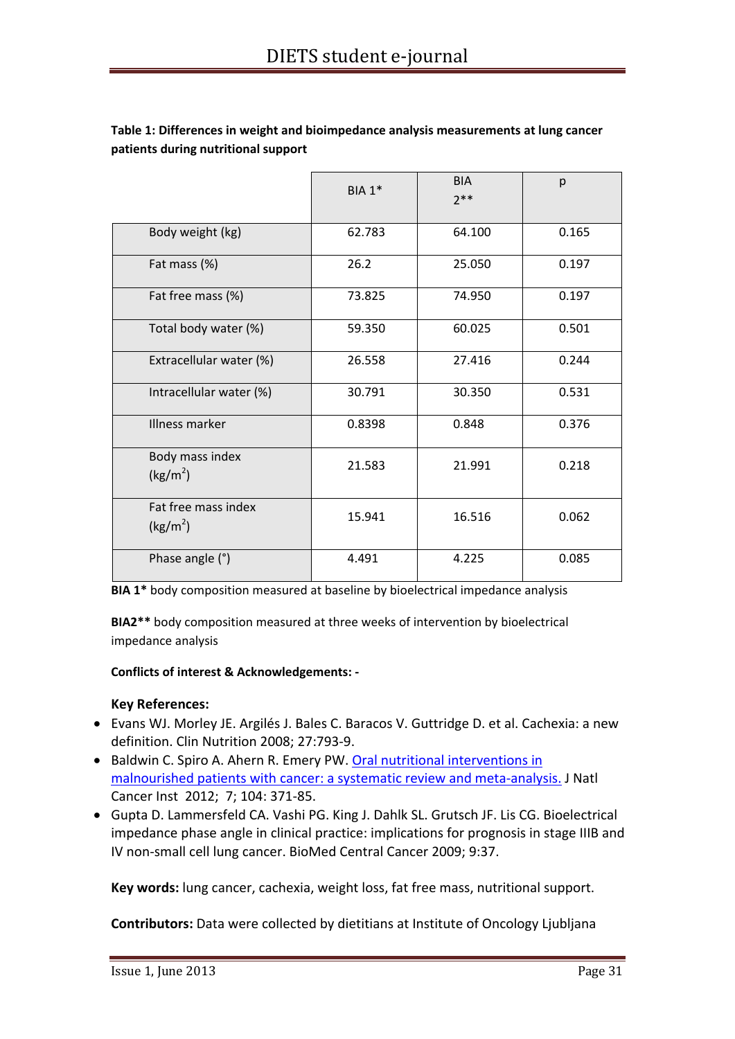**Table 1: Differences in weight and bioimpedance analysis measurements at lung cancer patients during nutritional support**

| | BIA 1* | BIA 2** | p |
|---|---|---|---|
| Body weight (kg) | 62.783 | 64.100 | 0.165 |
| Fat mass (%) | 26.2 | 25.050 | 0.197 |
| Fat free mass (%) | 73.825 | 74.950 | 0.197 |
| Total body water (%) | 59.350 | 60.025 | 0.501 |
| Extracellular water (%) | 26.558 | 27.416 | 0.244 |
| Intracellular water (%) | 30.791 | 30.350 | 0.531 |
| Illness marker | 0.8398 | 0.848 | 0.376 |
| Body mass index ($kg/m^2$) | 21.583 | 21.991 | 0.218 |
| Fat free mass index ($kg/m^2$) | 15.941 | 16.516 | 0.062 |
| Phase angle (°) | 4.491 | 4.225 | 0.085 |

**BIA 1*** body composition measured at baseline by bioelectrical impedance analysis

**BIA2**** body composition measured at three weeks of intervention by bioelectrical impedance analysis

**Conflicts of interest & Acknowledgements: -**

**Key References:**

- Evans WJ. Morley JE. Argilés J. Bales C. Baracos V. Guttridge D. et al. Cachexia: a new definition. Clin Nutrition 2008; 27:793-9.
- Baldwin C. Spiro A. Ahern R. Emery PW. Oral nutritional interventions in malnourished patients with cancer: a systematic review and meta-analysis. J Natl Cancer Inst 2012; 7; 104: 371-85.
- Gupta D. Lammersfeld CA. Vashi PG. King J. Dahlk SL. Grutsch JF. Lis CG. Bioelectrical impedance phase angle in clinical practice: implications for prognosis in stage IIIB and IV non-small cell lung cancer. BioMed Central Cancer 2009; 9:37.

**Key words:** lung cancer, cachexia, weight loss, fat free mass, nutritional support.

**Contributors:** Data were collected by dietitians at Institute of Oncology Ljubljana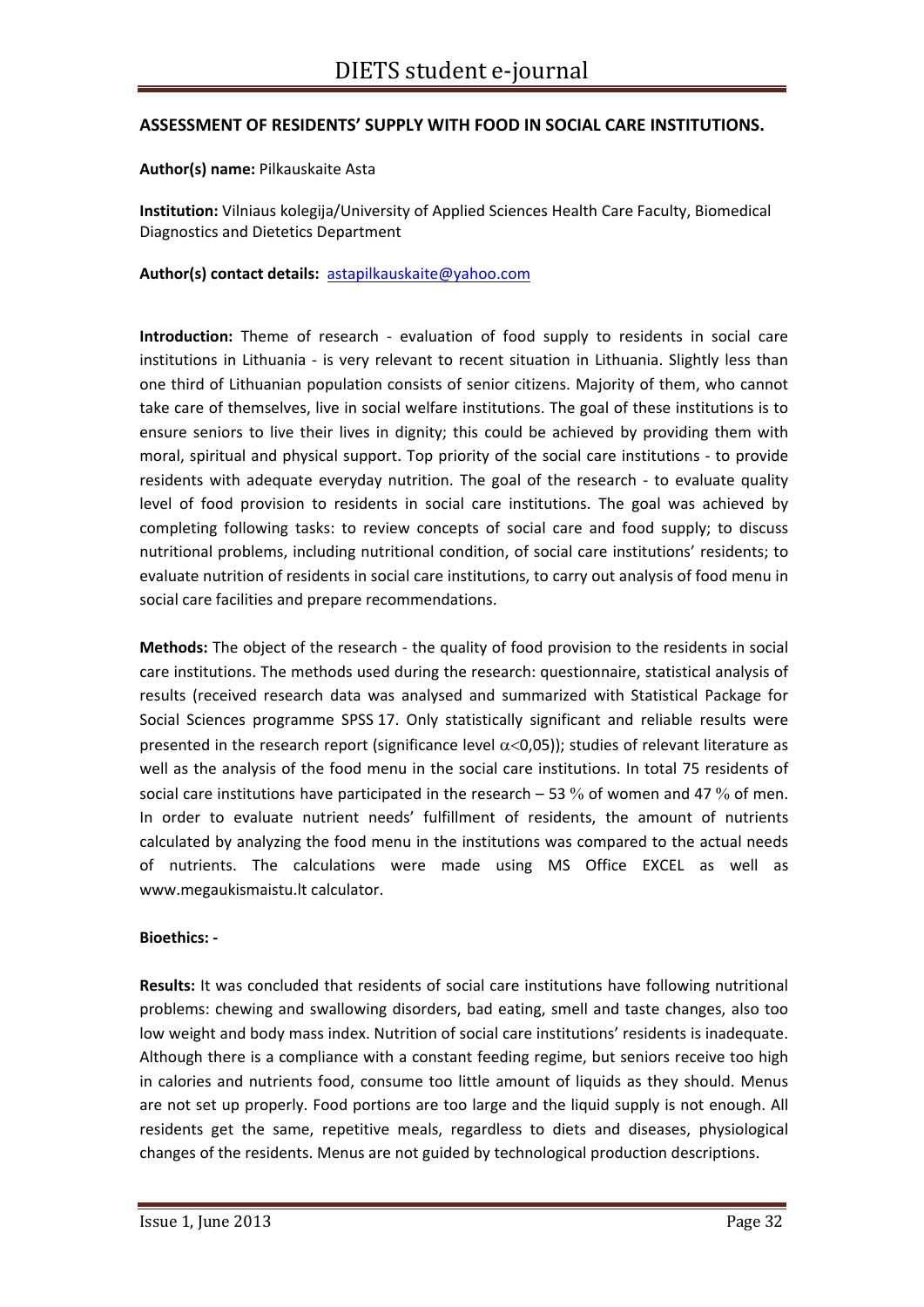## ASSESSMENT OF RESIDENTS' SUPPLY WITH FOOD IN SOCIAL CARE INSTITUTIONS.

**Author(s) name:** Pilkauskaite Asta

**Institution:** Vilniaus kolegija/University of Applied Sciences Health Care Faculty, Biomedical Diagnostics and Dietetics Department

**Author(s) contact details:** astapilkauskaite@yahoo.com

**Introduction:** Theme of research - evaluation of food supply to residents in social care institutions in Lithuania - is very relevant to recent situation in Lithuania. Slightly less than one third of Lithuanian population consists of senior citizens. Majority of them, who cannot take care of themselves, live in social welfare institutions. The goal of these institutions is to ensure seniors to live their lives in dignity; this could be achieved by providing them with moral, spiritual and physical support. Top priority of the social care institutions - to provide residents with adequate everyday nutrition. The goal of the research - to evaluate quality level of food provision to residents in social care institutions. The goal was achieved by completing following tasks: to review concepts of social care and food supply; to discuss nutritional problems, including nutritional condition, of social care institutions' residents; to evaluate nutrition of residents in social care institutions, to carry out analysis of food menu in social care facilities and prepare recommendations.

**Methods:** The object of the research - the quality of food provision to the residents in social care institutions. The methods used during the research: questionnaire, statistical analysis of results (received research data was analysed and summarized with Statistical Package for Social Sciences programme SPSS 17. Only statistically significant and reliable results were presented in the research report (significance level $\alpha<0,05$)); studies of relevant literature as well as the analysis of the food menu in the social care institutions. In total 75 residents of social care institutions have participated in the research – 53 % of women and 47 % of men. In order to evaluate nutrient needs' fulfillment of residents, the amount of nutrients calculated by analyzing the food menu in the institutions was compared to the actual needs of nutrients. The calculations were made using MS Office EXCEL as well as www.megaukismaistu.lt calculator.

**Bioethics: -**

**Results:** It was concluded that residents of social care institutions have following nutritional problems: chewing and swallowing disorders, bad eating, smell and taste changes, also too low weight and body mass index. Nutrition of social care institutions' residents is inadequate. Although there is a compliance with a constant feeding regime, but seniors receive too high in calories and nutrients food, consume too little amount of liquids as they should. Menus are not set up properly. Food portions are too large and the liquid supply is not enough. All residents get the same, repetitive meals, regardless to diets and diseases, physiological changes of the residents. Menus are not guided by technological production descriptions.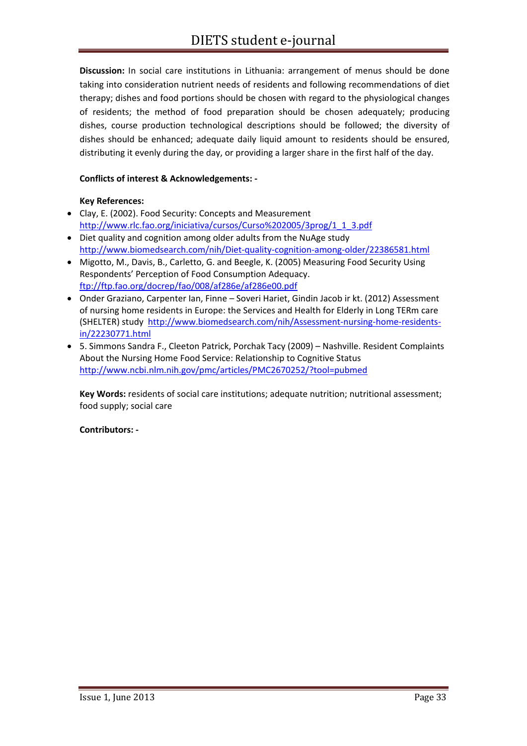**Discussion:** In social care institutions in Lithuania: arrangement of menus should be done taking into consideration nutrient needs of residents and following recommendations of diet therapy; dishes and food portions should be chosen with regard to the physiological changes of residents; the method of food preparation should be chosen adequately; producing dishes, course production technological descriptions should be followed; the diversity of dishes should be enhanced; adequate daily liquid amount to residents should be ensured, distributing it evenly during the day, or providing a larger share in the first half of the day.

**Conflicts of interest & Acknowledgements: -**

**Key References:**

- Clay, E. (2002). Food Security: Concepts and Measurement http://www.rlc.fao.org/iniciativa/cursos/Curso%202005/3prog/1_1_3.pdf
- Diet quality and cognition among older adults from the NuAge study http://www.biomedsearch.com/nih/Diet-quality-cognition-among-older/22386581.html
- Migotto, M., Davis, B., Carletto, G. and Beegle, K. (2005) Measuring Food Security Using Respondents' Perception of Food Consumption Adequacy. ftp://ftp.fao.org/docrep/fao/008/af286e/af286e00.pdf
- Onder Graziano, Carpenter Ian, Finne – Soveri Hariet, Gindin Jacob ir kt. (2012) Assessment of nursing home residents in Europe: the Services and Health for Elderly in Long TERm care (SHELTER) study http://www.biomedsearch.com/nih/Assessment-nursing-home-residents-in/22230771.html
- 5. Simmons Sandra F., Cleeton Patrick, Porchak Tacy (2009) – Nashville. Resident Complaints About the Nursing Home Food Service: Relationship to Cognitive Status http://www.ncbi.nlm.nih.gov/pmc/articles/PMC2670252/?tool=pubmed

**Key Words:** residents of social care institutions; adequate nutrition; nutritional assessment; food supply; social care

**Contributors: -**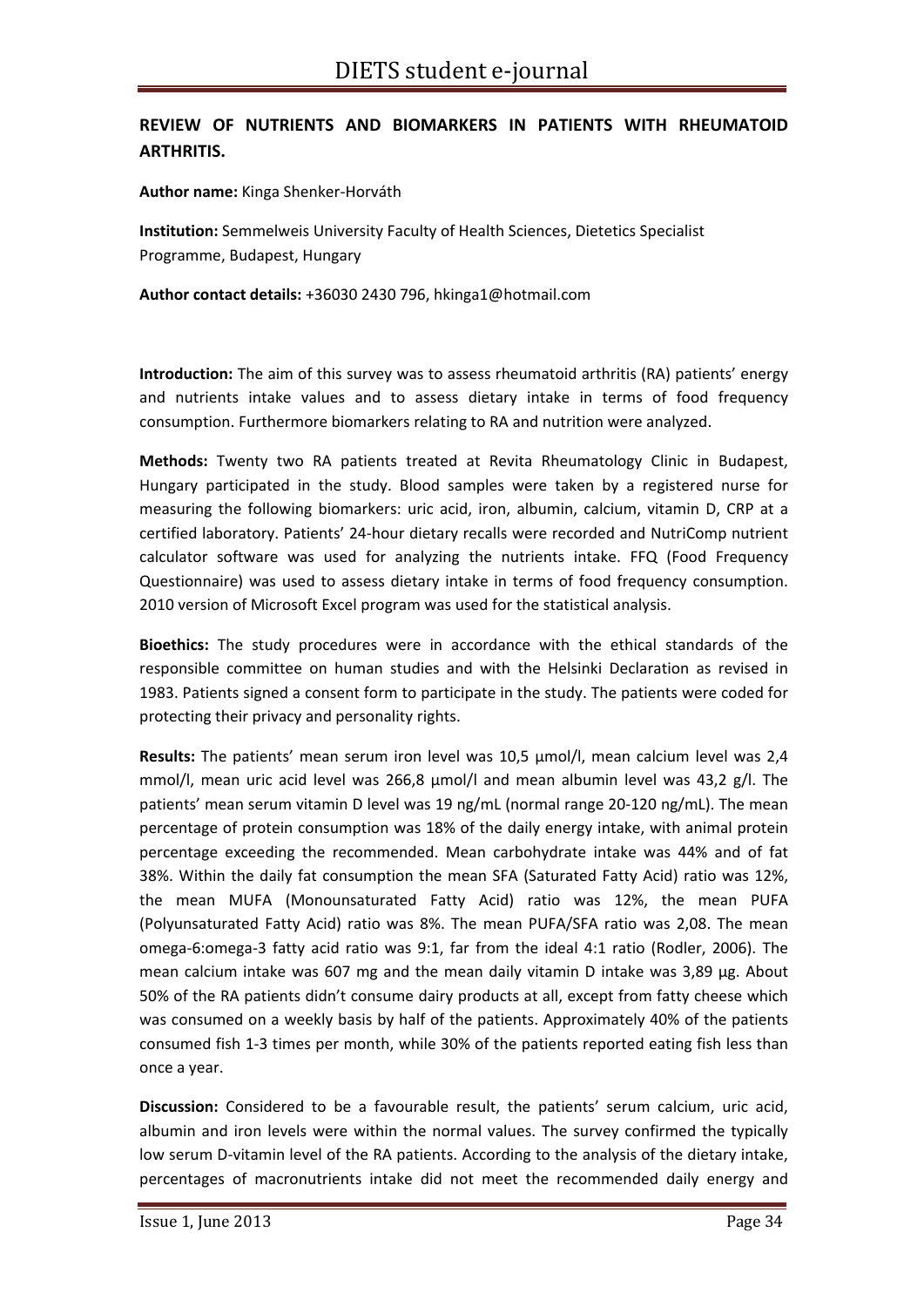## REVIEW OF NUTRIENTS AND BIOMARKERS IN PATIENTS WITH RHEUMATOID ARTHRITIS.

**Author name:** Kinga Shenker-Horváth

**Institution:** Semmelweis University Faculty of Health Sciences, Dietetics Specialist Programme, Budapest, Hungary

**Author contact details:** +36030 2430 796, hkinga1@hotmail.com

**Introduction:** The aim of this survey was to assess rheumatoid arthritis (RA) patients' energy and nutrients intake values and to assess dietary intake in terms of food frequency consumption. Furthermore biomarkers relating to RA and nutrition were analyzed.

**Methods:** Twenty two RA patients treated at Revita Rheumatology Clinic in Budapest, Hungary participated in the study. Blood samples were taken by a registered nurse for measuring the following biomarkers: uric acid, iron, albumin, calcium, vitamin D, CRP at a certified laboratory. Patients' 24-hour dietary recalls were recorded and NutriComp nutrient calculator software was used for analyzing the nutrients intake. FFQ (Food Frequency Questionnaire) was used to assess dietary intake in terms of food frequency consumption. 2010 version of Microsoft Excel program was used for the statistical analysis.

**Bioethics:** The study procedures were in accordance with the ethical standards of the responsible committee on human studies and with the Helsinki Declaration as revised in 1983. Patients signed a consent form to participate in the study. The patients were coded for protecting their privacy and personality rights.

**Results:** The patients' mean serum iron level was 10,5 µmol/l, mean calcium level was 2,4 mmol/l, mean uric acid level was 266,8 µmol/l and mean albumin level was 43,2 g/l. The patients' mean serum vitamin D level was 19 ng/mL (normal range 20-120 ng/mL). The mean percentage of protein consumption was 18% of the daily energy intake, with animal protein percentage exceeding the recommended. Mean carbohydrate intake was 44% and of fat 38%. Within the daily fat consumption the mean SFA (Saturated Fatty Acid) ratio was 12%, the mean MUFA (Monounsaturated Fatty Acid) ratio was 12%, the mean PUFA (Polyunsaturated Fatty Acid) ratio was 8%. The mean PUFA/SFA ratio was 2,08. The mean omega-6:omega-3 fatty acid ratio was 9:1, far from the ideal 4:1 ratio (Rodler, 2006). The mean calcium intake was 607 mg and the mean daily vitamin D intake was 3,89 µg. About 50% of the RA patients didn't consume dairy products at all, except from fatty cheese which was consumed on a weekly basis by half of the patients. Approximately 40% of the patients consumed fish 1-3 times per month, while 30% of the patients reported eating fish less than once a year.

**Discussion:** Considered to be a favourable result, the patients' serum calcium, uric acid, albumin and iron levels were within the normal values. The survey confirmed the typically low serum D-vitamin level of the RA patients. According to the analysis of the dietary intake, percentages of macronutrients intake did not meet the recommended daily energy and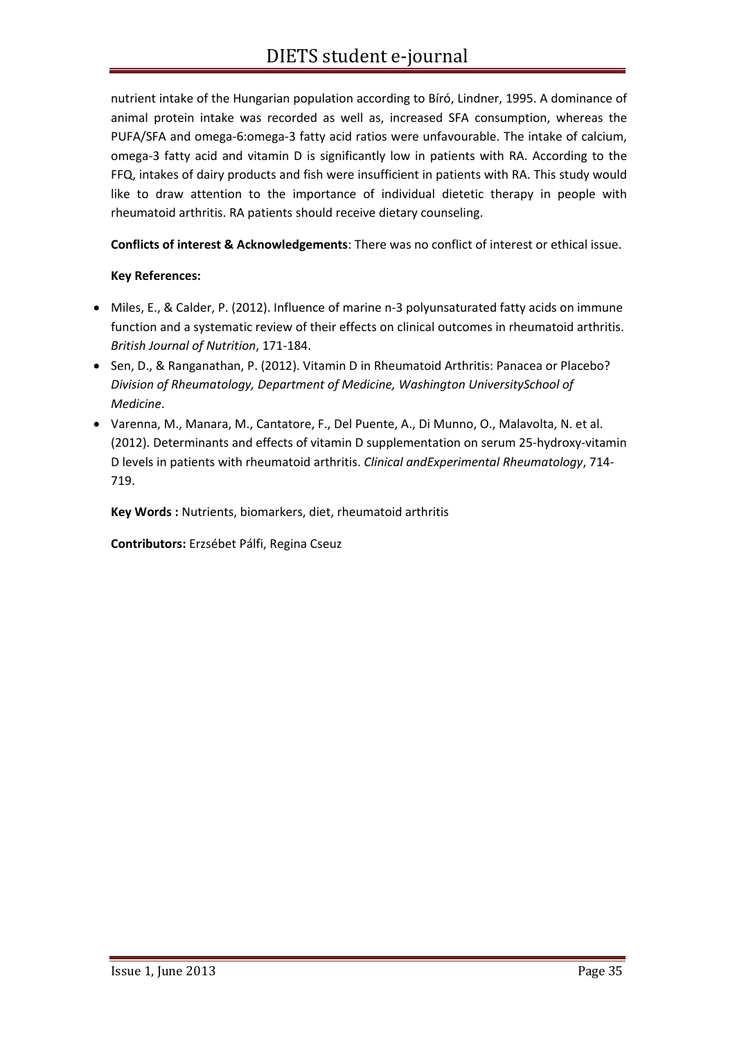nutrient intake of the Hungarian population according to Bíró, Lindner, 1995. A dominance of animal protein intake was recorded as well as, increased SFA consumption, whereas the PUFA/SFA and omega-6:omega-3 fatty acid ratios were unfavourable. The intake of calcium, omega-3 fatty acid and vitamin D is significantly low in patients with RA. According to the FFQ, intakes of dairy products and fish were insufficient in patients with RA. This study would like to draw attention to the importance of individual dietetic therapy in people with rheumatoid arthritis. RA patients should receive dietary counseling.

**Conflicts of interest & Acknowledgements**: There was no conflict of interest or ethical issue.

**Key References:**

- Miles, E., & Calder, P. (2012). Influence of marine n-3 polyunsaturated fatty acids on immune function and a systematic review of their effects on clinical outcomes in rheumatoid arthritis. *British Journal of Nutrition*, 171-184.
- Sen, D., & Ranganathan, P. (2012). Vitamin D in Rheumatoid Arthritis: Panacea or Placebo? *Division of Rheumatology, Department of Medicine, Washington UniversitySchool of Medicine*.
- Varenna, M., Manara, M., Cantatore, F., Del Puente, A., Di Munno, O., Malavolta, N. et al. (2012). Determinants and effects of vitamin D supplementation on serum 25-hydroxy-vitamin D levels in patients with rheumatoid arthritis. *Clinical andExperimental Rheumatology*, 714-719.

**Key Words :** Nutrients, biomarkers, diet, rheumatoid arthritis

**Contributors:** Erzsébet Pálfi, Regina Cseuz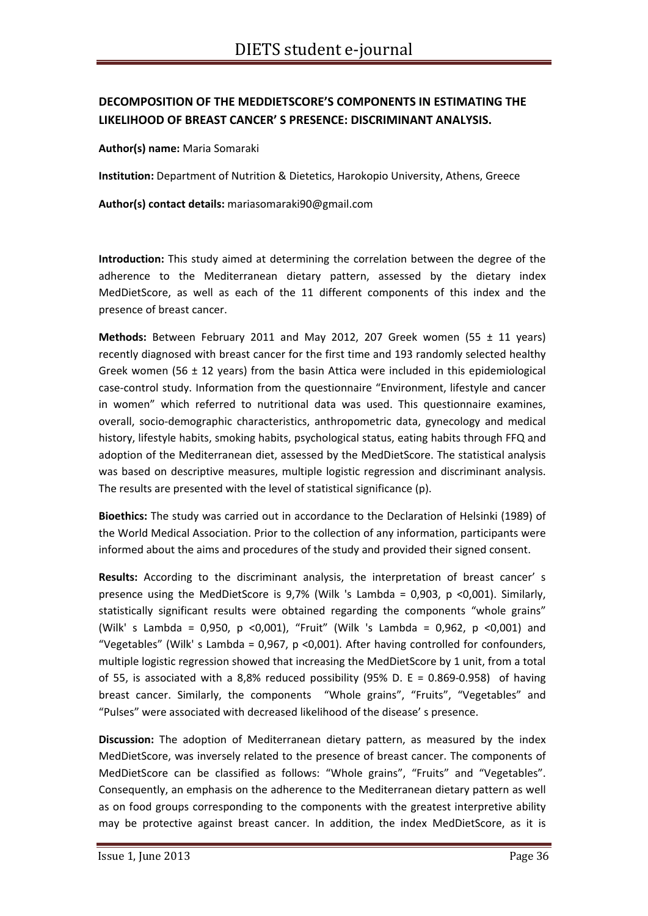## DECOMPOSITION OF THE MEDDIETSCORE'S COMPONENTS IN ESTIMATING THE LIKELIHOOD OF BREAST CANCER' S PRESENCE: DISCRIMINANT ANALYSIS.

**Author(s) name:** Maria Somaraki

**Institution:** Department of Nutrition & Dietetics, Harokopio University, Athens, Greece

**Author(s) contact details:** mariasomaraki90@gmail.com

**Introduction:** This study aimed at determining the correlation between the degree of the adherence to the Mediterranean dietary pattern, assessed by the dietary index MedDietScore, as well as each of the 11 different components of this index and the presence of breast cancer.

**Methods:** Between February 2011 and May 2012, 207 Greek women (55 ± 11 years) recently diagnosed with breast cancer for the first time and 193 randomly selected healthy Greek women (56 ± 12 years) from the basin Attica were included in this epidemiological case-control study. Information from the questionnaire "Environment, lifestyle and cancer in women" which referred to nutritional data was used. This questionnaire examines, overall, socio-demographic characteristics, anthropometric data, gynecology and medical history, lifestyle habits, smoking habits, psychological status, eating habits through FFQ and adoption of the Mediterranean diet, assessed by the MedDietScore. The statistical analysis was based on descriptive measures, multiple logistic regression and discriminant analysis. The results are presented with the level of statistical significance (p).

**Bioethics:** The study was carried out in accordance to the Declaration of Helsinki (1989) of the World Medical Association. Prior to the collection of any information, participants were informed about the aims and procedures of the study and provided their signed consent.

**Results:** According to the discriminant analysis, the interpretation of breast cancer' s presence using the MedDietScore is 9,7% (Wilk 's Lambda = 0,903, p <0,001). Similarly, statistically significant results were obtained regarding the components "whole grains" (Wilk' s Lambda = 0,950, p <0,001), "Fruit" (Wilk 's Lambda = 0,962, p <0,001) and "Vegetables" (Wilk' s Lambda = 0,967, p <0,001). After having controlled for confounders, multiple logistic regression showed that increasing the MedDietScore by 1 unit, from a total of 55, is associated with a 8,8% reduced possibility (95% D. E = 0.869-0.958) of having breast cancer. Similarly, the components "Whole grains", "Fruits", "Vegetables" and "Pulses" were associated with decreased likelihood of the disease' s presence.

**Discussion:** The adoption of Mediterranean dietary pattern, as measured by the index MedDietScore, was inversely related to the presence of breast cancer. The components of MedDietScore can be classified as follows: "Whole grains", "Fruits" and "Vegetables". Consequently, an emphasis on the adherence to the Mediterranean dietary pattern as well as on food groups corresponding to the components with the greatest interpretive ability may be protective against breast cancer. In addition, the index MedDietScore, as it is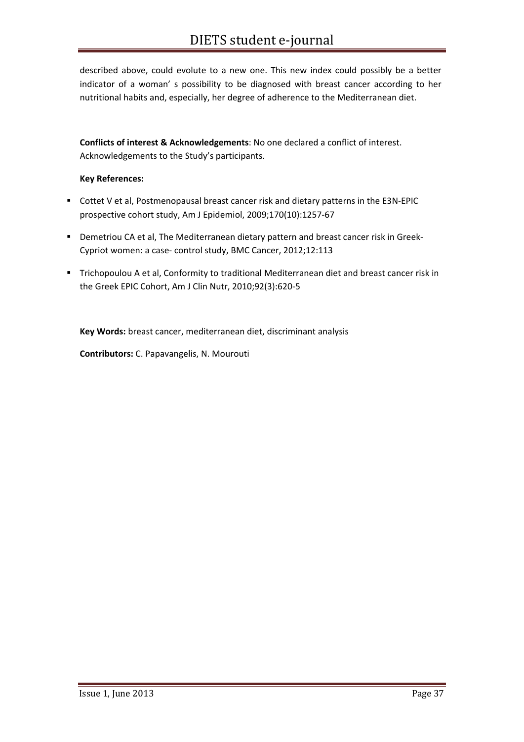described above, could evolute to a new one. This new index could possibly be a better indicator of a woman' s possibility to be diagnosed with breast cancer according to her nutritional habits and, especially, her degree of adherence to the Mediterranean diet.

**Conflicts of interest & Acknowledgements**: No one declared a conflict of interest. Acknowledgements to the Study's participants.

**Key References:**

- Cottet V et al, Postmenopausal breast cancer risk and dietary patterns in the E3N-EPIC prospective cohort study, Am J Epidemiol, 2009;170(10):1257-67
- Demetriou CA et al, The Mediterranean dietary pattern and breast cancer risk in Greek-Cypriot women: a case- control study, BMC Cancer, 2012;12:113
- Trichopoulou A et al, Conformity to traditional Mediterranean diet and breast cancer risk in the Greek EPIC Cohort, Am J Clin Nutr, 2010;92(3):620-5

**Key Words:** breast cancer, mediterranean diet, discriminant analysis

**Contributors:** C. Papavangelis, N. Mourouti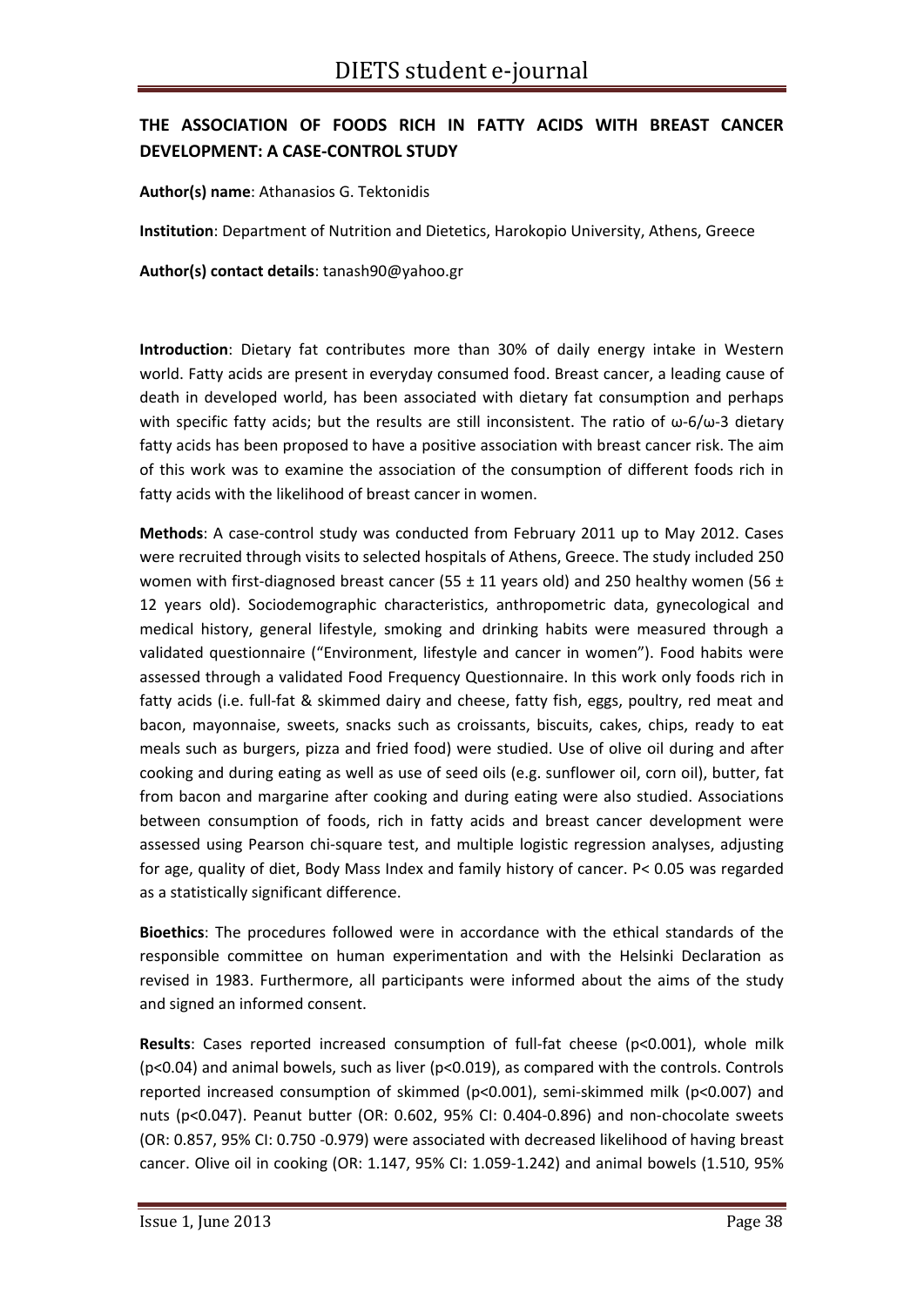## THE ASSOCIATION OF FOODS RICH IN FATTY ACIDS WITH BREAST CANCER DEVELOPMENT: A CASE-CONTROL STUDY

**Author(s) name**: Athanasios G. Tektonidis

**Institution**: Department of Nutrition and Dietetics, Harokopio University, Athens, Greece

**Author(s) contact details**: tanash90@yahoo.gr

**Introduction**: Dietary fat contributes more than 30% of daily energy intake in Western world. Fatty acids are present in everyday consumed food. Breast cancer, a leading cause of death in developed world, has been associated with dietary fat consumption and perhaps with specific fatty acids; but the results are still inconsistent. The ratio of ω-6/ω-3 dietary fatty acids has been proposed to have a positive association with breast cancer risk. The aim of this work was to examine the association of the consumption of different foods rich in fatty acids with the likelihood of breast cancer in women.

**Methods**: A case-control study was conducted from February 2011 up to May 2012. Cases were recruited through visits to selected hospitals of Athens, Greece. The study included 250 women with first-diagnosed breast cancer (55 ± 11 years old) and 250 healthy women (56 ± 12 years old). Sociodemographic characteristics, anthropometric data, gynecological and medical history, general lifestyle, smoking and drinking habits were measured through a validated questionnaire ("Environment, lifestyle and cancer in women"). Food habits were assessed through a validated Food Frequency Questionnaire. In this work only foods rich in fatty acids (i.e. full-fat & skimmed dairy and cheese, fatty fish, eggs, poultry, red meat and bacon, mayonnaise, sweets, snacks such as croissants, biscuits, cakes, chips, ready to eat meals such as burgers, pizza and fried food) were studied. Use of olive oil during and after cooking and during eating as well as use of seed oils (e.g. sunflower oil, corn oil), butter, fat from bacon and margarine after cooking and during eating were also studied. Associations between consumption of foods, rich in fatty acids and breast cancer development were assessed using Pearson chi-square test, and multiple logistic regression analyses, adjusting for age, quality of diet, Body Mass Index and family history of cancer. $P < 0.05$ was regarded as a statistically significant difference.

**Bioethics**: The procedures followed were in accordance with the ethical standards of the responsible committee on human experimentation and with the Helsinki Declaration as revised in 1983. Furthermore, all participants were informed about the aims of the study and signed an informed consent.

**Results**: Cases reported increased consumption of full-fat cheese ($p<0.001$), whole milk ($p<0.04$) and animal bowels, such as liver ($p<0.019$), as compared with the controls. Controls reported increased consumption of skimmed ($p<0.001$), semi-skimmed milk ($p<0.007$) and nuts ($p<0.047$). Peanut butter (OR: 0.602, 95% CI: 0.404-0.896) and non-chocolate sweets (OR: 0.857, 95% CI: 0.750 -0.979) were associated with decreased likelihood of having breast cancer. Olive oil in cooking (OR: 1.147, 95% CI: 1.059-1.242) and animal bowels (1.510, 95%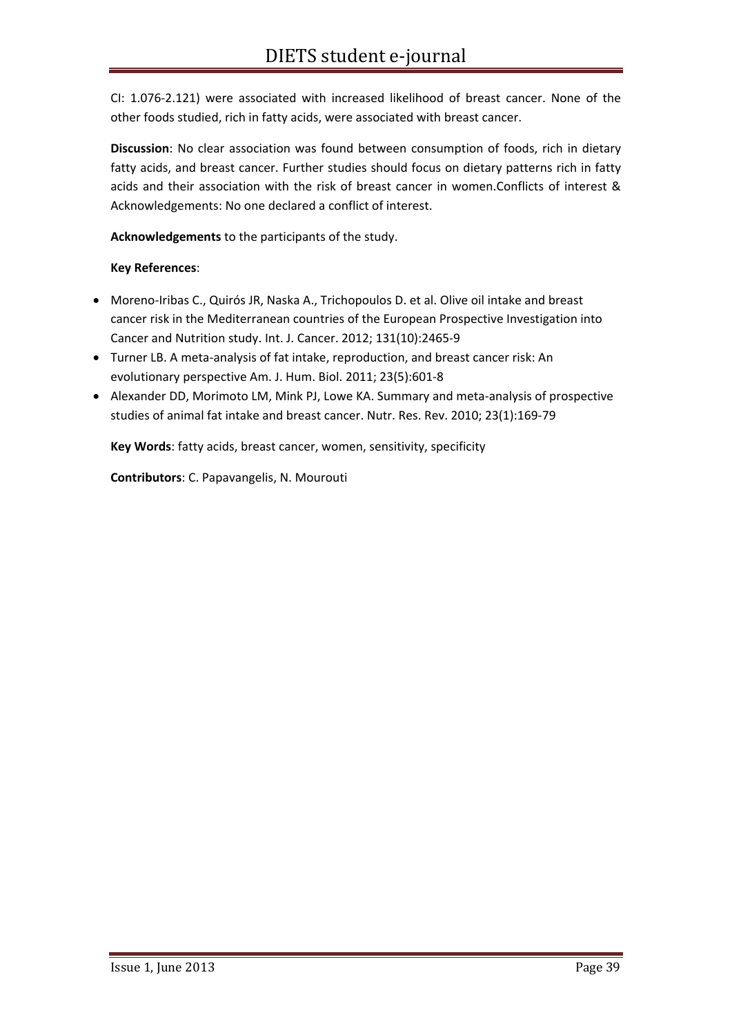CI: 1.076-2.121) were associated with increased likelihood of breast cancer. None of the other foods studied, rich in fatty acids, were associated with breast cancer.

**Discussion**: No clear association was found between consumption of foods, rich in dietary fatty acids, and breast cancer. Further studies should focus on dietary patterns rich in fatty acids and their association with the risk of breast cancer in women.Conflicts of interest & Acknowledgements: No one declared a conflict of interest.

**Acknowledgements** to the participants of the study.

**Key References**:

- Moreno-Iribas C., Quirós JR, Naska A., Trichopoulos D. et al. Olive oil intake and breast cancer risk in the Mediterranean countries of the European Prospective Investigation into Cancer and Nutrition study. Int. J. Cancer. 2012; 131(10):2465-9
- Turner LB. A meta-analysis of fat intake, reproduction, and breast cancer risk: An evolutionary perspective Am. J. Hum. Biol. 2011; 23(5):601-8
- Alexander DD, Morimoto LM, Mink PJ, Lowe KA. Summary and meta-analysis of prospective studies of animal fat intake and breast cancer. Nutr. Res. Rev. 2010; 23(1):169-79

**Key Words**: fatty acids, breast cancer, women, sensitivity, specificity

**Contributors**: C. Papavangelis, N. Mourouti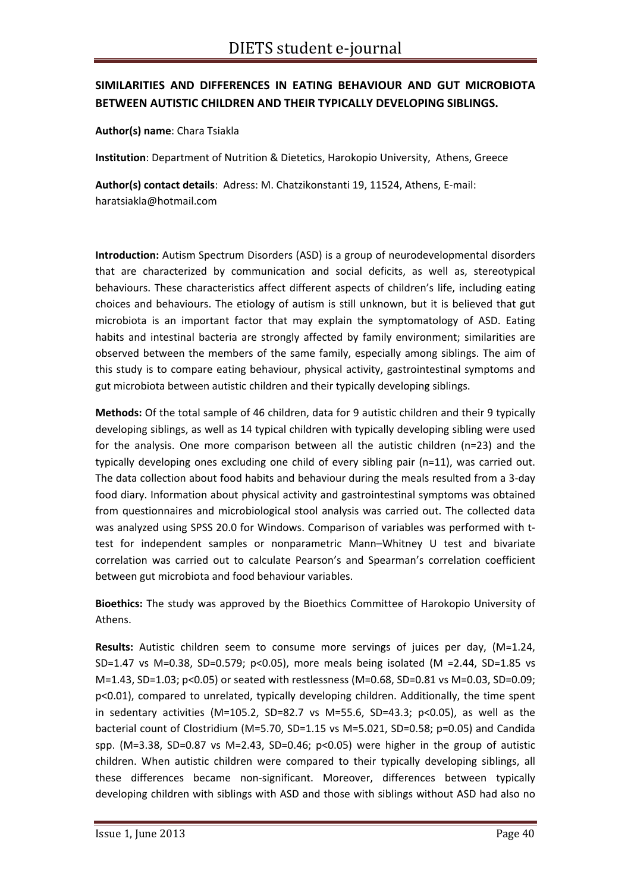## SIMILARITIES AND DIFFERENCES IN EATING BEHAVIOUR AND GUT MICROBIOTA BETWEEN AUTISTIC CHILDREN AND THEIR TYPICALLY DEVELOPING SIBLINGS.

**Author(s) name**: Chara Tsiakla

**Institution**: Department of Nutrition & Dietetics, Harokopio University, Athens, Greece

**Author(s) contact details**: Adress: M. Chatzikonstanti 19, 11524, Athens, E-mail: haratsiakla@hotmail.com

**Introduction:** Autism Spectrum Disorders (ASD) is a group of neurodevelopmental disorders that are characterized by communication and social deficits, as well as, stereotypical behaviours. These characteristics affect different aspects of children's life, including eating choices and behaviours. The etiology of autism is still unknown, but it is believed that gut microbiota is an important factor that may explain the symptomatology of ASD. Eating habits and intestinal bacteria are strongly affected by family environment; similarities are observed between the members of the same family, especially among siblings. The aim of this study is to compare eating behaviour, physical activity, gastrointestinal symptoms and gut microbiota between autistic children and their typically developing siblings.

**Methods:** Of the total sample of 46 children, data for 9 autistic children and their 9 typically developing siblings, as well as 14 typical children with typically developing sibling were used for the analysis. One more comparison between all the autistic children ($n=23$) and the typically developing ones excluding one child of every sibling pair ($n=11$), was carried out. The data collection about food habits and behaviour during the meals resulted from a 3-day food diary. Information about physical activity and gastrointestinal symptoms was obtained from questionnaires and microbiological stool analysis was carried out. The collected data was analyzed using SPSS 20.0 for Windows. Comparison of variables was performed with t-test for independent samples or nonparametric Mann–Whitney U test and bivariate correlation was carried out to calculate Pearson's and Spearman's correlation coefficient between gut microbiota and food behaviour variables.

**Bioethics:** The study was approved by the Bioethics Committee of Harokopio University of Athens.

**Results:** Autistic children seem to consume more servings of juices per day, ($M=1.24$, $SD=1.47$ vs $M=0.38$, $SD=0.579$; $p<0.05$), more meals being isolated ($M=2.44$, $SD=1.85$ vs $M=1.43$, $SD=1.03$; $p<0.05$) or seated with restlessness ($M=0.68$, $SD=0.81$ vs $M=0.03$, $SD=0.09$; $p<0.01$), compared to unrelated, typically developing children. Additionally, the time spent in sedentary activities ($M=105.2$, $SD=82.7$ vs $M=55.6$, $SD=43.3$; $p<0.05$), as well as the bacterial count of Clostridium ($M=5.70$, $SD=1.15$ vs $M=5.021$, $SD=0.58$; $p=0.05$) and Candida spp. ($M=3.38$, $SD=0.87$ vs $M=2.43$, $SD=0.46$; $p<0.05$) were higher in the group of autistic children. When autistic children were compared to their typically developing siblings, all these differences became non-significant. Moreover, differences between typically developing children with siblings with ASD and those with siblings without ASD had also no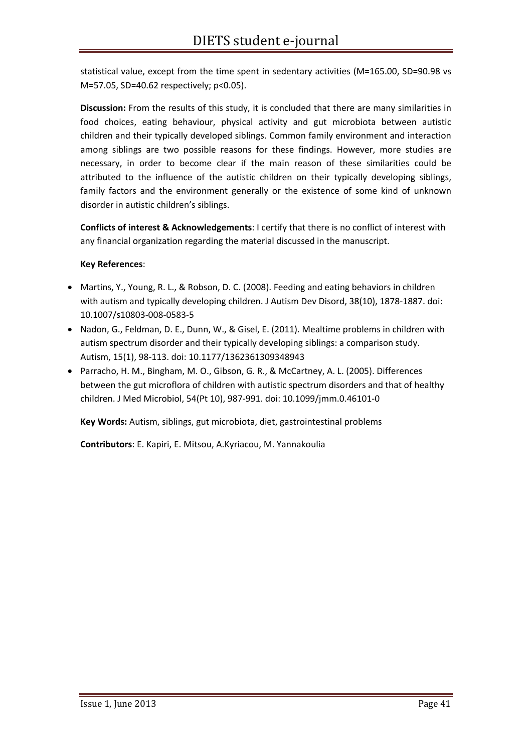statistical value, except from the time spent in sedentary activities (M=165.00, SD=90.98 vs M=57.05, SD=40.62 respectively; $p<0.05$).

**Discussion:** From the results of this study, it is concluded that there are many similarities in food choices, eating behaviour, physical activity and gut microbiota between autistic children and their typically developed siblings. Common family environment and interaction among siblings are two possible reasons for these findings. However, more studies are necessary, in order to become clear if the main reason of these similarities could be attributed to the influence of the autistic children on their typically developing siblings, family factors and the environment generally or the existence of some kind of unknown disorder in autistic children's siblings.

**Conflicts of interest & Acknowledgements**: I certify that there is no conflict of interest with any financial organization regarding the material discussed in the manuscript.

**Key References**:

- Martins, Y., Young, R. L., & Robson, D. C. (2008). Feeding and eating behaviors in children with autism and typically developing children. J Autism Dev Disord, 38(10), 1878-1887. doi: 10.1007/s10803-008-0583-5
- Nadon, G., Feldman, D. E., Dunn, W., & Gisel, E. (2011). Mealtime problems in children with autism spectrum disorder and their typically developing siblings: a comparison study. Autism, 15(1), 98-113. doi: 10.1177/1362361309348943
- Parracho, H. M., Bingham, M. O., Gibson, G. R., & McCartney, A. L. (2005). Differences between the gut microflora of children with autistic spectrum disorders and that of healthy children. J Med Microbiol, 54(Pt 10), 987-991. doi: 10.1099/jmm.0.46101-0

**Key Words:** Autism, siblings, gut microbiota, diet, gastrointestinal problems

**Contributors**: E. Kapiri, E. Mitsou, A.Kyriacou, M. Yannakoulia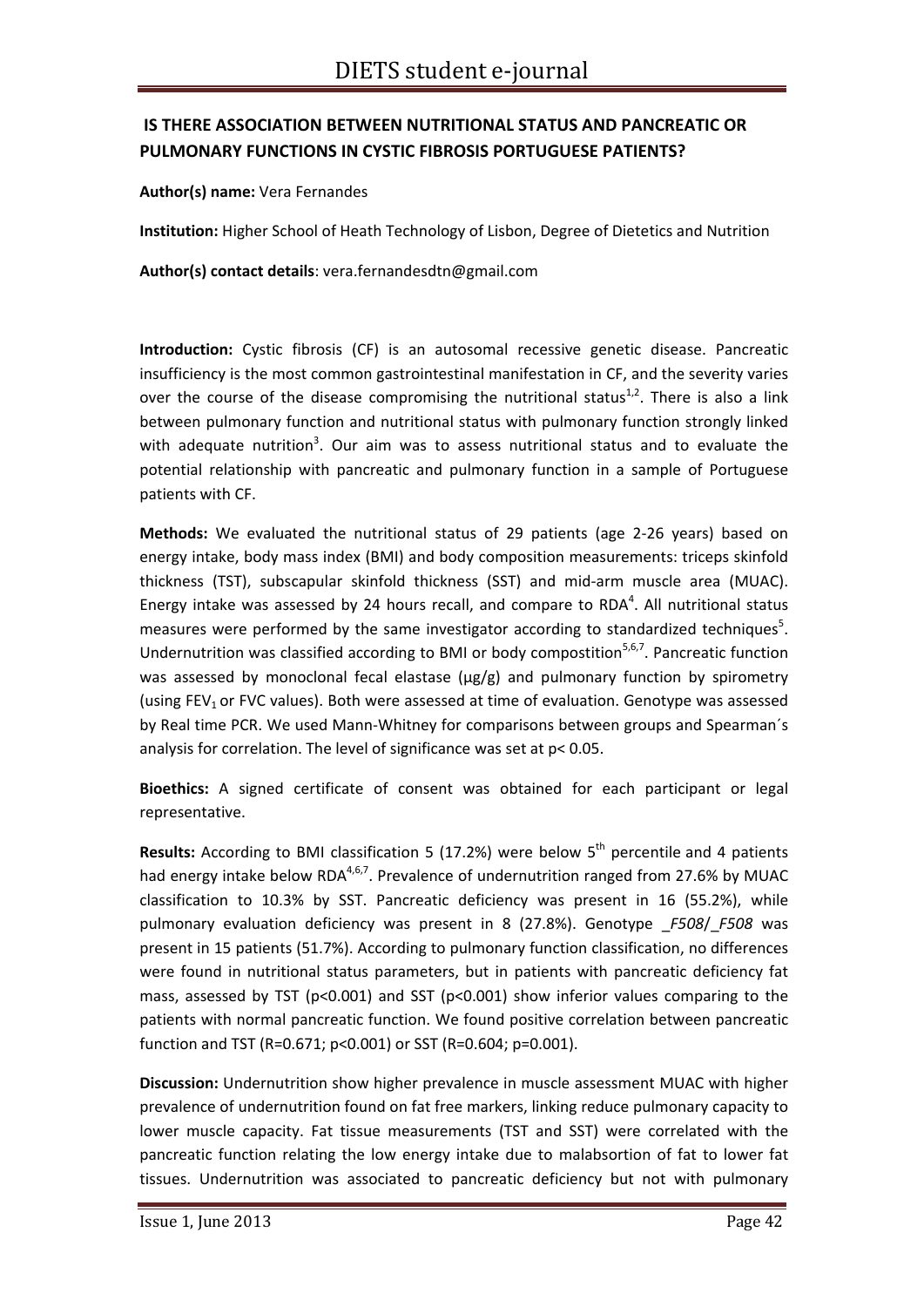## IS THERE ASSOCIATION BETWEEN NUTRITIONAL STATUS AND PANCREATIC OR PULMONARY FUNCTIONS IN CYSTIC FIBROSIS PORTUGUESE PATIENTS?

**Author(s) name:** Vera Fernandes

**Institution:** Higher School of Heath Technology of Lisbon, Degree of Dietetics and Nutrition

**Author(s) contact details**: vera.fernandesdtn@gmail.com

**Introduction:** Cystic fibrosis (CF) is an autosomal recessive genetic disease. Pancreatic insufficiency is the most common gastrointestinal manifestation in CF, and the severity varies over the course of the disease compromising the nutritional status[1,2]. There is also a link between pulmonary function and nutritional status with pulmonary function strongly linked with adequate nutrition[3]. Our aim was to assess nutritional status and to evaluate the potential relationship with pancreatic and pulmonary function in a sample of Portuguese patients with CF.

**Methods:** We evaluated the nutritional status of 29 patients (age 2-26 years) based on energy intake, body mass index (BMI) and body composition measurements: triceps skinfold thickness (TST), subscapular skinfold thickness (SST) and mid-arm muscle area (MUAC). Energy intake was assessed by 24 hours recall, and compare to RDA[4]. All nutritional status measures were performed by the same investigator according to standardized techniques[5]. Undernutrition was classified according to BMI or body compostition[5,6,7]. Pancreatic function was assessed by monoclonal fecal elastase (µg/g) and pulmonary function by spirometry (using $FEV_1$ or FVC values). Both were assessed at time of evaluation. Genotype was assessed by Real time PCR. We used Mann-Whitney for comparisons between groups and Spearman´s analysis for correlation. The level of significance was set at $p < 0.05$.

**Bioethics:** A signed certificate of consent was obtained for each participant or legal representative.

**Results:** According to BMI classification 5 (17.2%) were below 5[th] percentile and 4 patients had energy intake below RDA[4,6,7]. Prevalence of undernutrition ranged from 27.6% by MUAC classification to 10.3% by SST. Pancreatic deficiency was present in 16 (55.2%), while pulmonary evaluation deficiency was present in 8 (27.8%). Genotype *_F508*/*_F508* was present in 15 patients (51.7%). According to pulmonary function classification, no differences were found in nutritional status parameters, but in patients with pancreatic deficiency fat mass, assessed by TST ($p<0.001$) and SST ($p<0.001$) show inferior values comparing to the patients with normal pancreatic function. We found positive correlation between pancreatic function and TST ($R=0.671$; $p<0.001$) or SST ($R=0.604$; $p=0.001$).

**Discussion:** Undernutrition show higher prevalence in muscle assessment MUAC with higher prevalence of undernutrition found on fat free markers, linking reduce pulmonary capacity to lower muscle capacity. Fat tissue measurements (TST and SST) were correlated with the pancreatic function relating the low energy intake due to malabsortion of fat to lower fat tissues. Undernutrition was associated to pancreatic deficiency but not with pulmonary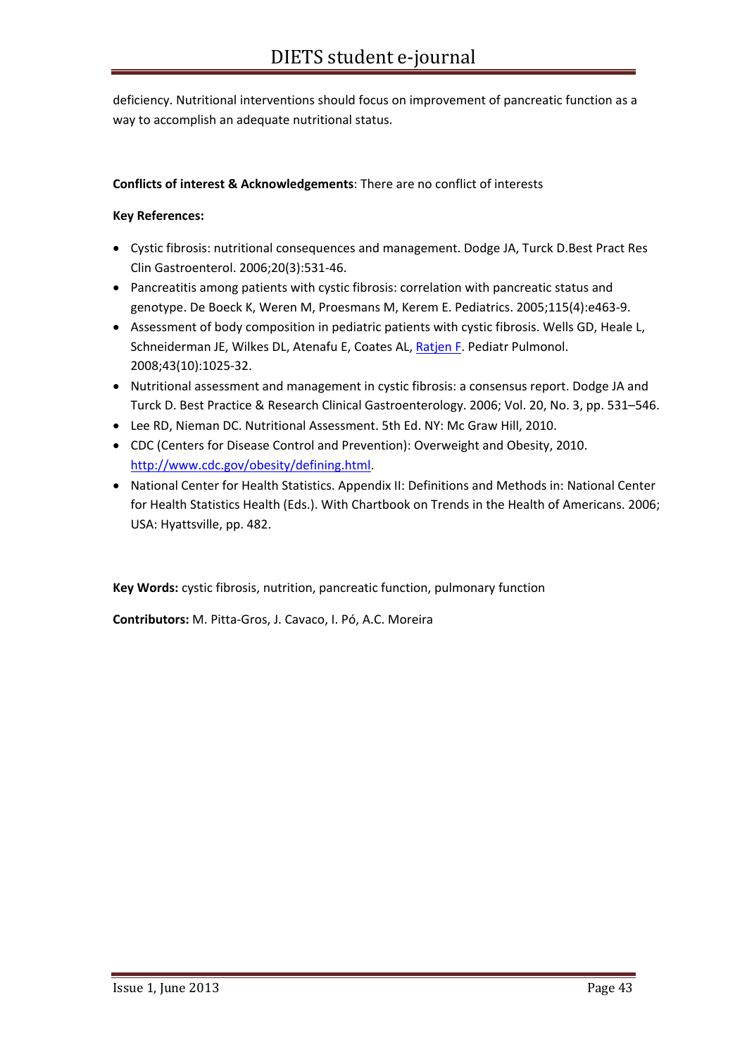deficiency. Nutritional interventions should focus on improvement of pancreatic function as a way to accomplish an adequate nutritional status.

**Conflicts of interest & Acknowledgements**: There are no conflict of interests

**Key References:**

- Cystic fibrosis: nutritional consequences and management. Dodge JA, Turck D.Best Pract Res Clin Gastroenterol. 2006;20(3):531-46.
- Pancreatitis among patients with cystic fibrosis: correlation with pancreatic status and genotype. De Boeck K, Weren M, Proesmans M, Kerem E. Pediatrics. 2005;115(4):e463-9.
- Assessment of body composition in pediatric patients with cystic fibrosis. Wells GD, Heale L, Schneiderman JE, Wilkes DL, Atenafu E, Coates AL, Ratjen F. Pediatr Pulmonol. 2008;43(10):1025-32.
- Nutritional assessment and management in cystic fibrosis: a consensus report. Dodge JA and Turck D. Best Practice & Research Clinical Gastroenterology. 2006; Vol. 20, No. 3, pp. 531–546.
- Lee RD, Nieman DC. Nutritional Assessment. 5th Ed. NY: Mc Graw Hill, 2010.
- CDC (Centers for Disease Control and Prevention): Overweight and Obesity, 2010. http://www.cdc.gov/obesity/defining.html.
- National Center for Health Statistics. Appendix II: Definitions and Methods in: National Center for Health Statistics Health (Eds.). With Chartbook on Trends in the Health of Americans. 2006; USA: Hyattsville, pp. 482.

**Key Words:** cystic fibrosis, nutrition, pancreatic function, pulmonary function

**Contributors:** M. Pitta-Gros, J. Cavaco, I. Pó, A.C. Moreira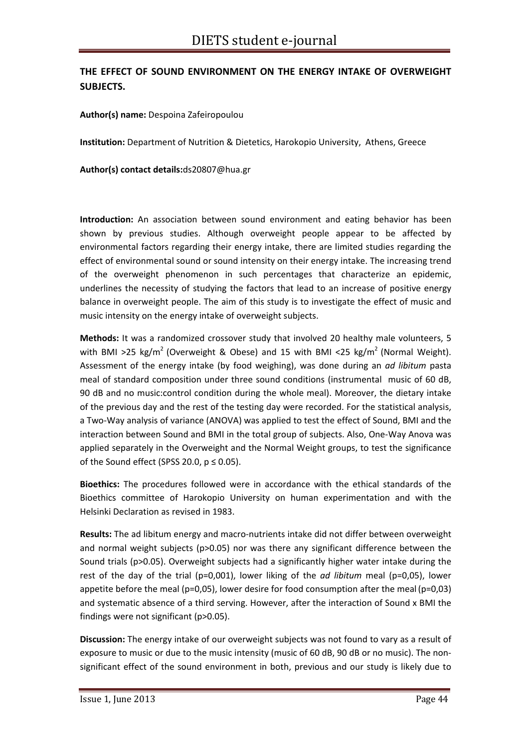## THE EFFECT OF SOUND ENVIRONMENT ON THE ENERGY INTAKE OF OVERWEIGHT SUBJECTS.

**Author(s) name:** Despoina Zafeiropoulou

**Institution:** Department of Nutrition & Dietetics, Harokopio University, Athens, Greece

**Author(s) contact details:**ds20807@hua.gr

**Introduction:** An association between sound environment and eating behavior has been shown by previous studies. Although overweight people appear to be affected by environmental factors regarding their energy intake, there are limited studies regarding the effect of environmental sound or sound intensity on their energy intake. The increasing trend of the overweight phenomenon in such percentages that characterize an epidemic, underlines the necessity of studying the factors that lead to an increase of positive energy balance in overweight people. The aim of this study is to investigate the effect of music and music intensity on the energy intake of overweight subjects.

**Methods:** It was a randomized crossover study that involved 20 healthy male volunteers, 5 with BMI >25 kg/m$^2$ (Overweight & Obese) and 15 with BMI <25 kg/m$^2$ (Normal Weight). Assessment of the energy intake (by food weighing), was done during an *ad libitum* pasta meal of standard composition under three sound conditions (instrumental music of 60 dB, 90 dB and no music:control condition during the whole meal). Moreover, the dietary intake of the previous day and the rest of the testing day were recorded. For the statistical analysis, a Two-Way analysis of variance (ANOVA) was applied to test the effect of Sound, BMI and the interaction between Sound and BMI in the total group of subjects. Also, One-Way Anova was applied separately in the Overweight and the Normal Weight groups, to test the significance of the Sound effect (SPSS 20.0, $p \leq 0.05$).

**Bioethics:** The procedures followed were in accordance with the ethical standards of the Bioethics committee of Harokopio University on human experimentation and with the Helsinki Declaration as revised in 1983.

**Results:** The ad libitum energy and macro-nutrients intake did not differ between overweight and normal weight subjects (p>0.05) nor was there any significant difference between the Sound trials (p>0.05). Overweight subjects had a significantly higher water intake during the rest of the day of the trial (p=0,001), lower liking of the *ad libitum* meal (p=0,05), lower appetite before the meal (p=0,05), lower desire for food consumption after the meal (p=0,03) and systematic absence of a third serving. However, after the interaction of Sound x BMI the findings were not significant (p>0.05).

**Discussion:** The energy intake of our overweight subjects was not found to vary as a result of exposure to music or due to the music intensity (music of 60 dB, 90 dB or no music). The non-significant effect of the sound environment in both, previous and our study is likely due to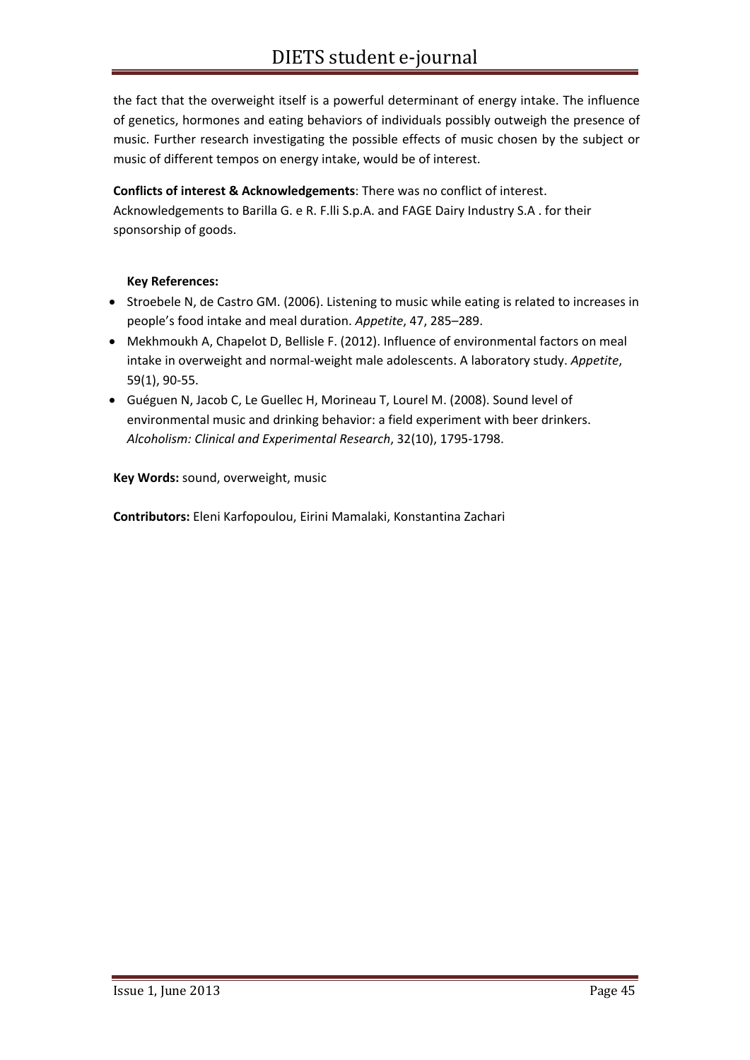the fact that the overweight itself is a powerful determinant of energy intake. The influence of genetics, hormones and eating behaviors of individuals possibly outweigh the presence of music. Further research investigating the possible effects of music chosen by the subject or music of different tempos on energy intake, would be of interest.

**Conflicts of interest & Acknowledgements**: There was no conflict of interest.
Acknowledgements to Barilla G. e R. F.lli S.p.A. and FAGE Dairy Industry S.A . for their sponsorship of goods.

**Key References:**

- Stroebele N, de Castro GM. (2006). Listening to music while eating is related to increases in people's food intake and meal duration. *Appetite*, 47, 285–289.
- Mekhmoukh A, Chapelot D, Bellisle F. (2012). Influence of environmental factors on meal intake in overweight and normal-weight male adolescents. A laboratory study. *Appetite*, 59(1), 90-55.
- Guéguen N, Jacob C, Le Guellec H, Morineau T, Lourel M. (2008). Sound level of environmental music and drinking behavior: a field experiment with beer drinkers. *Alcoholism: Clinical and Experimental Research*, 32(10), 1795-1798.

**Key Words:** sound, overweight, music

**Contributors:** Eleni Karfopoulou, Eirini Mamalaki, Konstantina Zachari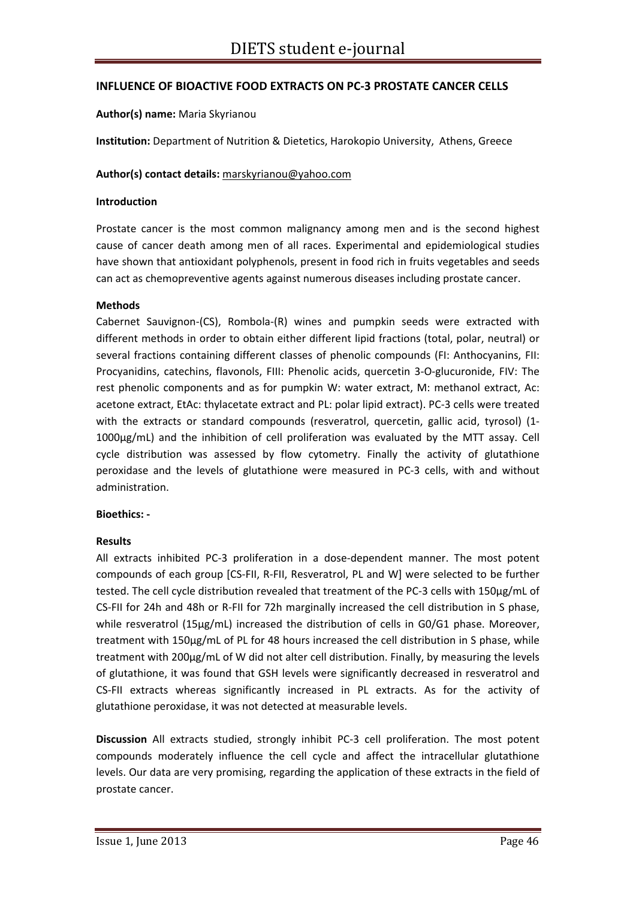## INFLUENCE OF BIOACTIVE FOOD EXTRACTS ON PC-3 PROSTATE CANCER CELLS

**Author(s) name:** Maria Skyrianou

**Institution:** Department of Nutrition & Dietetics, Harokopio University, Athens, Greece

**Author(s) contact details:** marskyrianou@yahoo.com

**Introduction**

Prostate cancer is the most common malignancy among men and is the second highest cause of cancer death among men of all races. Experimental and epidemiological studies have shown that antioxidant polyphenols, present in food rich in fruits vegetables and seeds can act as chemopreventive agents against numerous diseases including prostate cancer.

**Methods**

Cabernet Sauvignon-(CS), Rombola-(R) wines and pumpkin seeds were extracted with different methods in order to obtain either different lipid fractions (total, polar, neutral) or several fractions containing different classes of phenolic compounds (FI: Anthocyanins, FII: Procyanidins, catechins, flavonols, FIII: Phenolic acids, quercetin 3-O-glucuronide, FIV: The rest phenolic components and as for pumpkin W: water extract, M: methanol extract, Ac: acetone extract, EtAc: thylacetate extract and PL: polar lipid extract). PC-3 cells were treated with the extracts or standard compounds (resveratrol, quercetin, gallic acid, tyrosol) (1-1000μg/mL) and the inhibition of cell proliferation was evaluated by the MTT assay. Cell cycle distribution was assessed by flow cytometry. Finally the activity of glutathione peroxidase and the levels of glutathione were measured in PC-3 cells, with and without administration.

**Bioethics: -**

**Results**

All extracts inhibited PC-3 proliferation in a dose-dependent manner. The most potent compounds of each group [CS-FII, R-FII, Resveratrol, PL and W] were selected to be further tested. The cell cycle distribution revealed that treatment of the PC-3 cells with 150μg/mL of CS-FII for 24h and 48h or R-FII for 72h marginally increased the cell distribution in S phase, while resveratrol (15μg/mL) increased the distribution of cells in G0/G1 phase. Moreover, treatment with 150μg/mL of PL for 48 hours increased the cell distribution in S phase, while treatment with 200μg/mL of W did not alter cell distribution. Finally, by measuring the levels of glutathione, it was found that GSH levels were significantly decreased in resveratrol and CS-FII extracts whereas significantly increased in PL extracts. As for the activity of glutathione peroxidase, it was not detected at measurable levels.

**Discussion** All extracts studied, strongly inhibit PC-3 cell proliferation. The most potent compounds moderately influence the cell cycle and affect the intracellular glutathione levels. Our data are very promising, regarding the application of these extracts in the field of prostate cancer.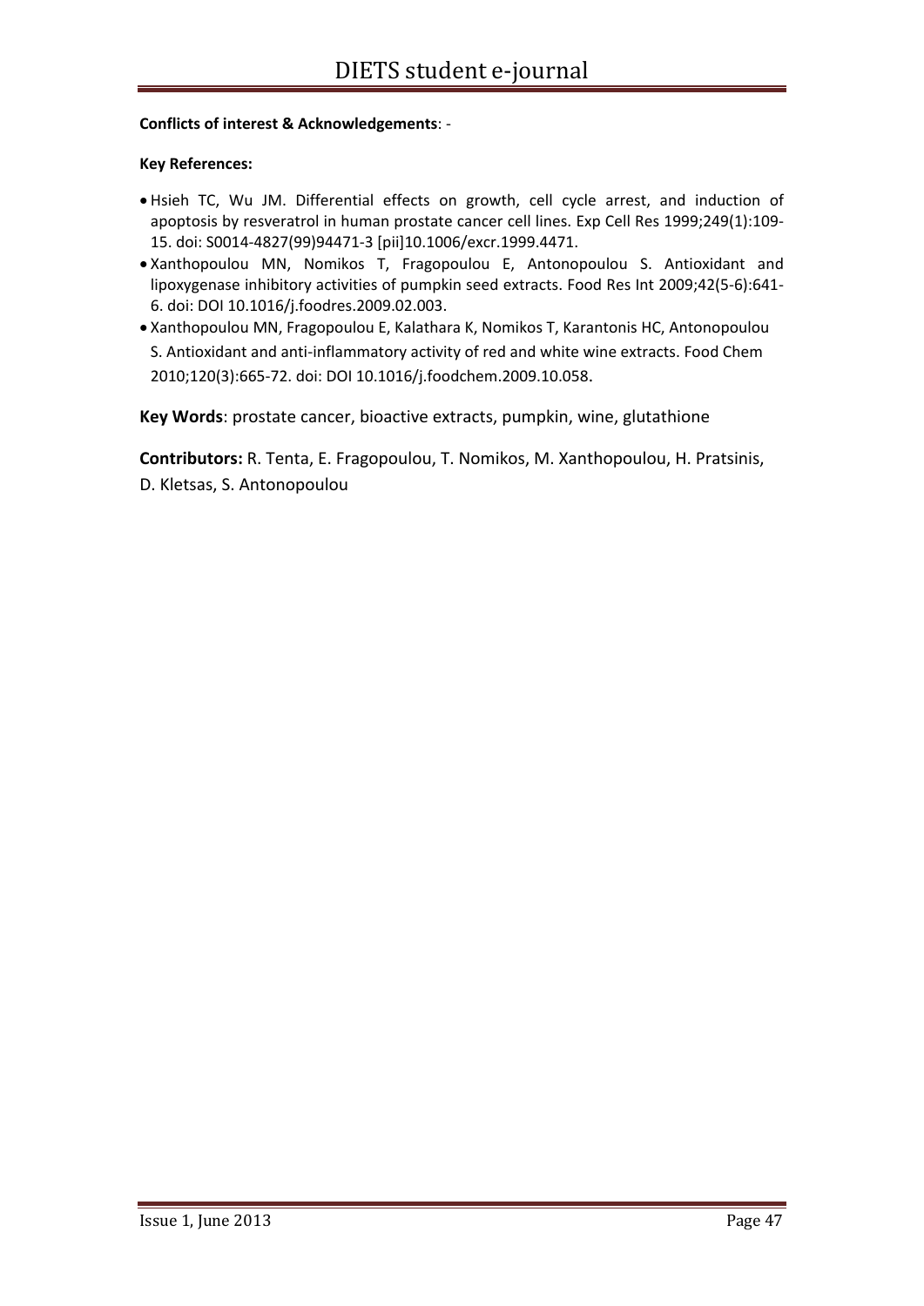**Conflicts of interest & Acknowledgements**: -

**Key References:**

- Hsieh TC, Wu JM. Differential effects on growth, cell cycle arrest, and induction of apoptosis by resveratrol in human prostate cancer cell lines. Exp Cell Res 1999;249(1):109-15. doi: S0014-4827(99)94471-3 [pii]10.1006/excr.1999.4471.
- Xanthopoulou MN, Nomikos T, Fragopoulou E, Antonopoulou S. Antioxidant and lipoxygenase inhibitory activities of pumpkin seed extracts. Food Res Int 2009;42(5-6):641-6. doi: DOI 10.1016/j.foodres.2009.02.003.
- Xanthopoulou MN, Fragopoulou E, Kalathara K, Nomikos T, Karantonis HC, Antonopoulou S. Antioxidant and anti-inflammatory activity of red and white wine extracts. Food Chem 2010;120(3):665-72. doi: DOI 10.1016/j.foodchem.2009.10.058.

**Key Words**: prostate cancer, bioactive extracts, pumpkin, wine, glutathione

**Contributors:** R. Tenta, E. Fragopoulou, T. Nomikos, M. Xanthopoulou, H. Pratsinis, D. Kletsas, S. Antonopoulou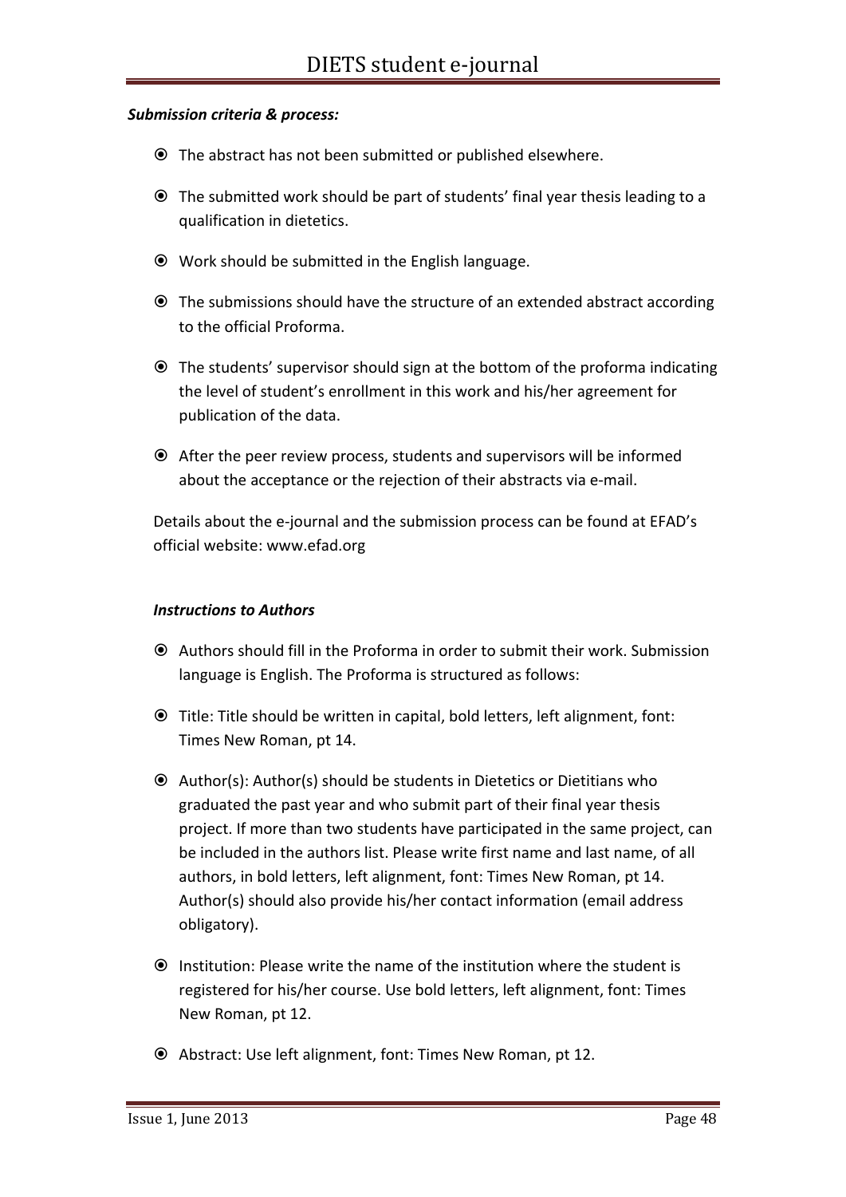***Submission criteria & process:***

- The abstract has not been submitted or published elsewhere.
- The submitted work should be part of students' final year thesis leading to a qualification in dietetics.
- Work should be submitted in the English language.
- The submissions should have the structure of an extended abstract according to the official Proforma.
- The students' supervisor should sign at the bottom of the proforma indicating the level of student's enrollment in this work and his/her agreement for publication of the data.
- After the peer review process, students and supervisors will be informed about the acceptance or the rejection of their abstracts via e-mail.

Details about the e-journal and the submission process can be found at EFAD's official website: www.efad.org

***Instructions to Authors***

- Authors should fill in the Proforma in order to submit their work. Submission language is English. The Proforma is structured as follows:
- Title: Title should be written in capital, bold letters, left alignment, font: Times New Roman, pt 14.
- Author(s): Author(s) should be students in Dietetics or Dietitians who graduated the past year and who submit part of their final year thesis project. If more than two students have participated in the same project, can be included in the authors list. Please write first name and last name, of all authors, in bold letters, left alignment, font: Times New Roman, pt 14. Author(s) should also provide his/her contact information (email address obligatory).
- Institution: Please write the name of the institution where the student is registered for his/her course. Use bold letters, left alignment, font: Times New Roman, pt 12.
- Abstract: Use left alignment, font: Times New Roman, pt 12.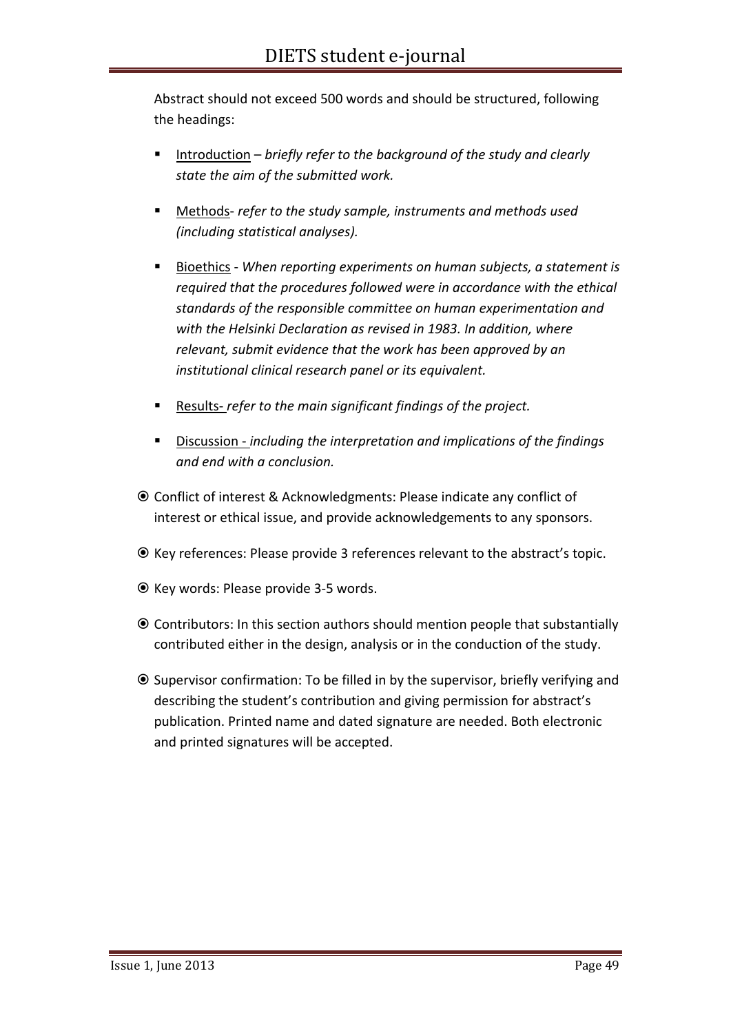Abstract should not exceed 500 words and should be structured, following the headings:

- Introduction – *briefly refer to the background of the study and clearly state the aim of the submitted work.*
- Methods- *refer to the study sample, instruments and methods used (including statistical analyses).*
- Bioethics - *When reporting experiments on human subjects, a statement is required that the procedures followed were in accordance with the ethical standards of the responsible committee on human experimentation and with the Helsinki Declaration as revised in 1983. In addition, where relevant, submit evidence that the work has been approved by an institutional clinical research panel or its equivalent.*
- Results- *refer to the main significant findings of the project.*
- Discussion - *including the interpretation and implications of the findings and end with a conclusion.*

- Conflict of interest & Acknowledgments: Please indicate any conflict of interest or ethical issue, and provide acknowledgements to any sponsors.
- Key references: Please provide 3 references relevant to the abstract's topic.
- Key words: Please provide 3-5 words.
- Contributors: In this section authors should mention people that substantially contributed either in the design, analysis or in the conduction of the study.
- Supervisor confirmation: To be filled in by the supervisor, briefly verifying and describing the student's contribution and giving permission for abstract's publication. Printed name and dated signature are needed. Both electronic and printed signatures will be accepted.